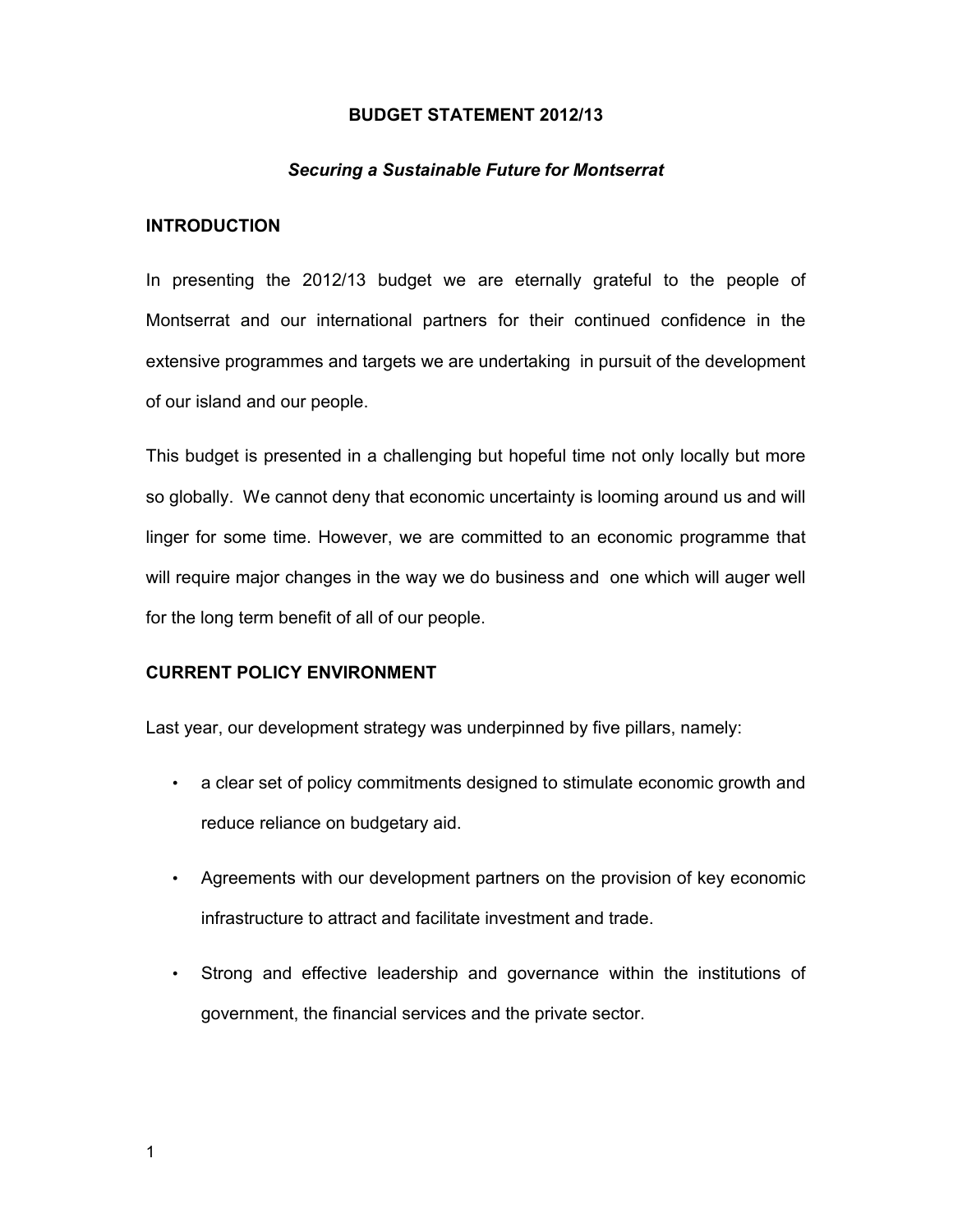# BUDGET STATEMENT 2012/13

***Securing a Sustainable Future for Montserrat***

## INTRODUCTION

In presenting the 2012/13 budget we are eternally grateful to the people of Montserrat and our international partners for their continued confidence in the extensive programmes and targets we are undertaking in pursuit of the development of our island and our people.

This budget is presented in a challenging but hopeful time not only locally but more so globally. We cannot deny that economic uncertainty is looming around us and will linger for some time. However, we are committed to an economic programme that will require major changes in the way we do business and one which will auger well for the long term benefit of all of our people.

## CURRENT POLICY ENVIRONMENT

Last year, our development strategy was underpinned by five pillars, namely:

- a clear set of policy commitments designed to stimulate economic growth and reduce reliance on budgetary aid.
- Agreements with our development partners on the provision of key economic infrastructure to attract and facilitate investment and trade.
- Strong and effective leadership and governance within the institutions of government, the financial services and the private sector.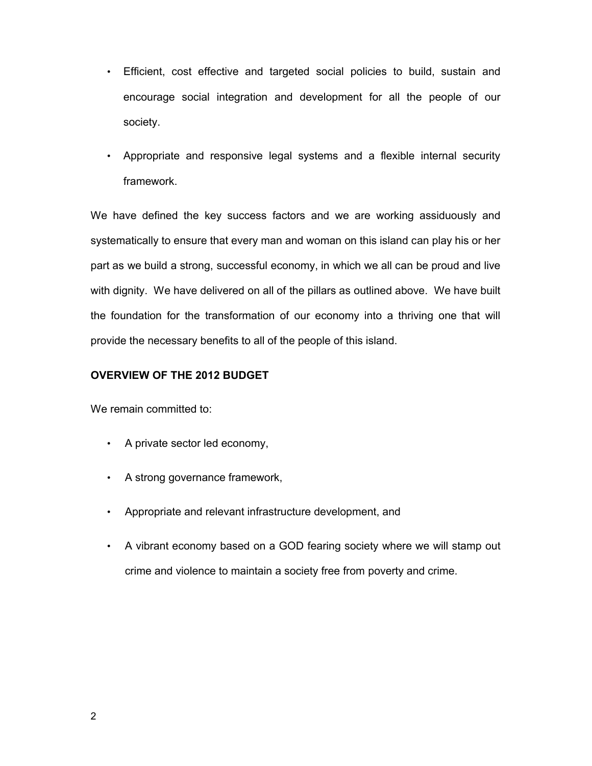- Efficient, cost effective and targeted social policies to build, sustain and encourage social integration and development for all the people of our society.
- Appropriate and responsive legal systems and a flexible internal security framework.

We have defined the key success factors and we are working assiduously and systematically to ensure that every man and woman on this island can play his or her part as we build a strong, successful economy, in which we all can be proud and live with dignity. We have delivered on all of the pillars as outlined above. We have built the foundation for the transformation of our economy into a thriving one that will provide the necessary benefits to all of the people of this island.

## OVERVIEW OF THE 2012 BUDGET

We remain committed to:

- A private sector led economy,
- A strong governance framework,
- Appropriate and relevant infrastructure development, and
- A vibrant economy based on a GOD fearing society where we will stamp out crime and violence to maintain a society free from poverty and crime.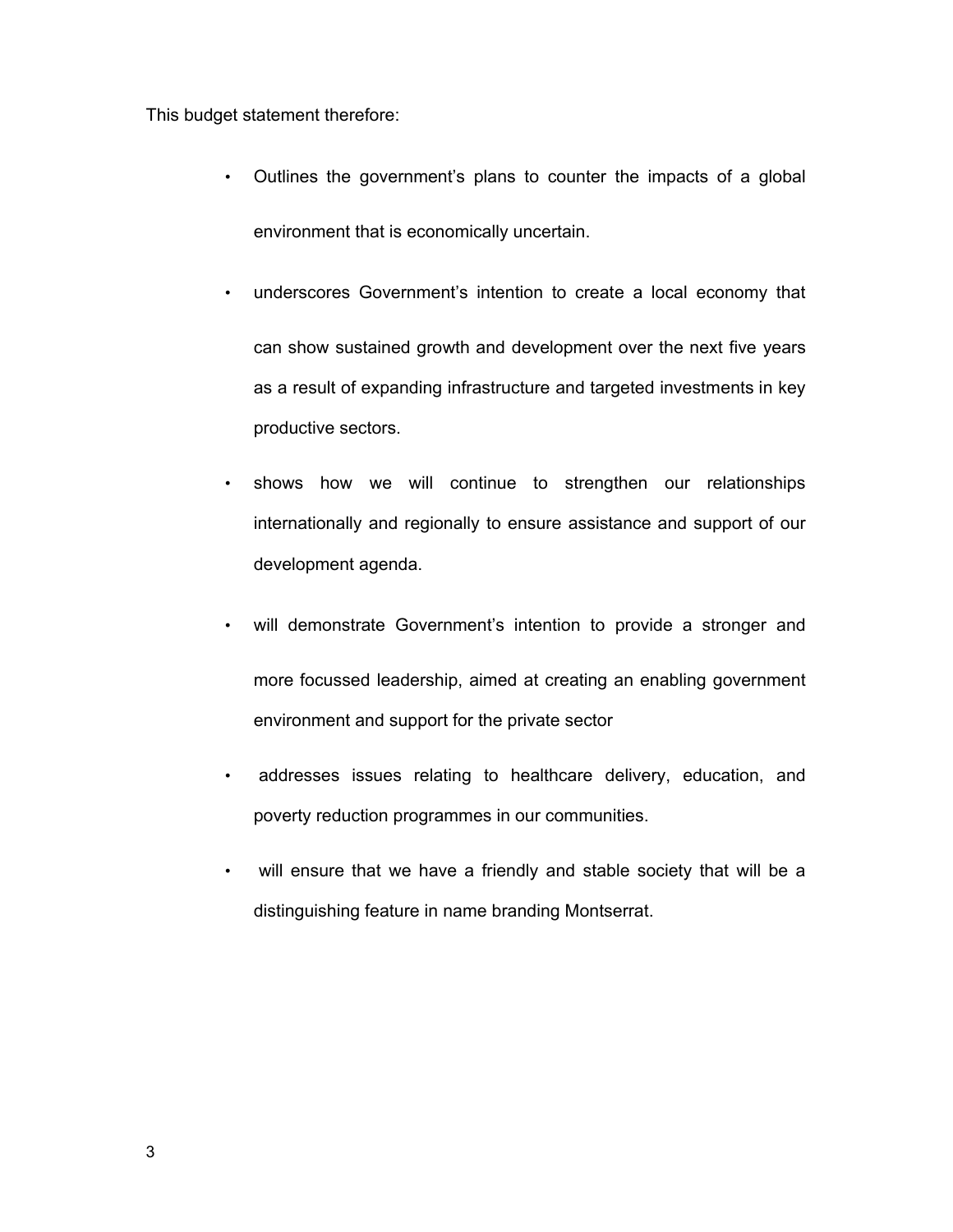This budget statement therefore:

- Outlines the government's plans to counter the impacts of a global environment that is economically uncertain.
- underscores Government's intention to create a local economy that can show sustained growth and development over the next five years as a result of expanding infrastructure and targeted investments in key productive sectors.
- shows how we will continue to strengthen our relationships internationally and regionally to ensure assistance and support of our development agenda.
- will demonstrate Government's intention to provide a stronger and more focussed leadership, aimed at creating an enabling government environment and support for the private sector
- addresses issues relating to healthcare delivery, education, and poverty reduction programmes in our communities.
- will ensure that we have a friendly and stable society that will be a distinguishing feature in name branding Montserrat.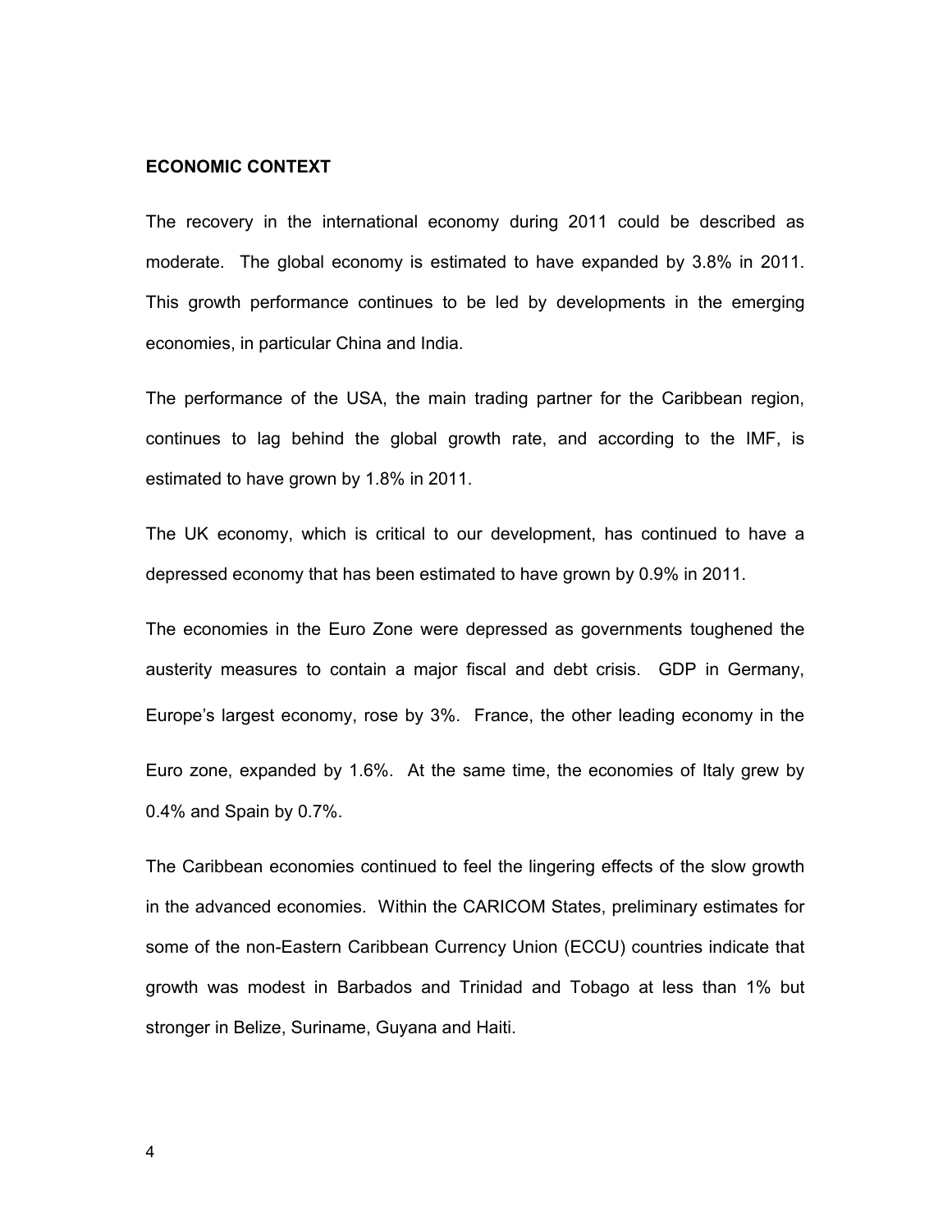## ECONOMIC CONTEXT

The recovery in the international economy during 2011 could be described as moderate. The global economy is estimated to have expanded by 3.8% in 2011. This growth performance continues to be led by developments in the emerging economies, in particular China and India.

The performance of the USA, the main trading partner for the Caribbean region, continues to lag behind the global growth rate, and according to the IMF, is estimated to have grown by 1.8% in 2011.

The UK economy, which is critical to our development, has continued to have a depressed economy that has been estimated to have grown by 0.9% in 2011.

The economies in the Euro Zone were depressed as governments toughened the austerity measures to contain a major fiscal and debt crisis. GDP in Germany, Europe's largest economy, rose by 3%. France, the other leading economy in the Euro zone, expanded by 1.6%. At the same time, the economies of Italy grew by 0.4% and Spain by 0.7%.

The Caribbean economies continued to feel the lingering effects of the slow growth in the advanced economies. Within the CARICOM States, preliminary estimates for some of the non-Eastern Caribbean Currency Union (ECCU) countries indicate that growth was modest in Barbados and Trinidad and Tobago at less than 1% but stronger in Belize, Suriname, Guyana and Haiti.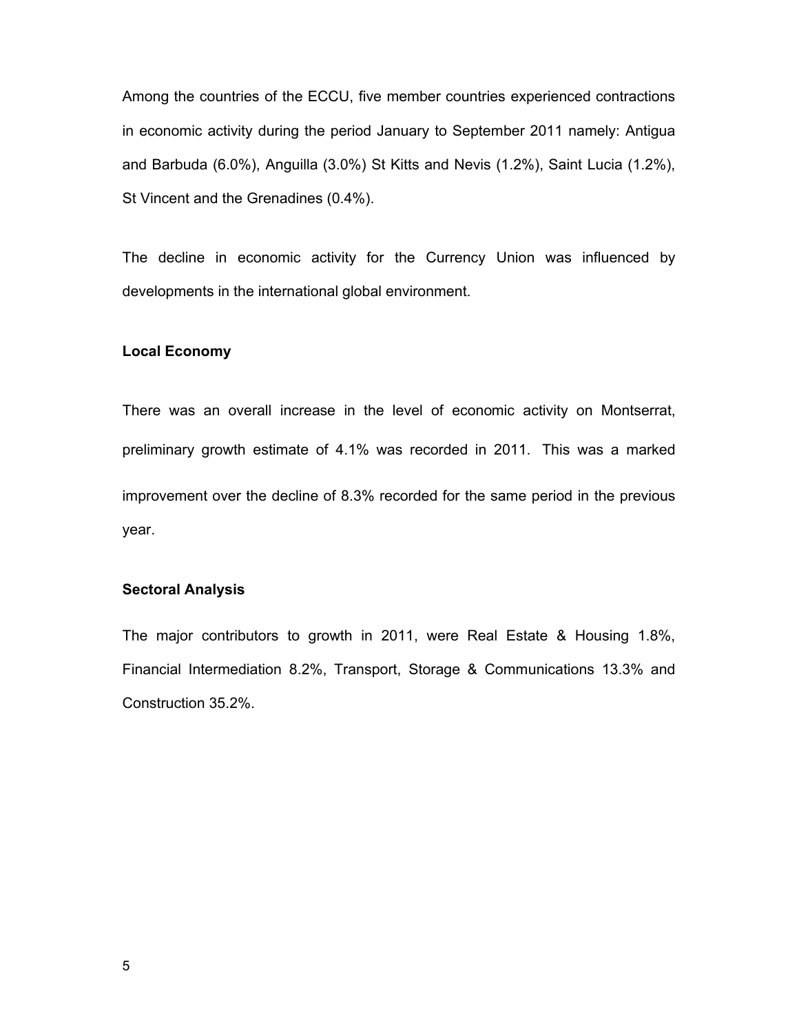Among the countries of the ECCU, five member countries experienced contractions in economic activity during the period January to September 2011 namely: Antigua and Barbuda (6.0%), Anguilla (3.0%) St Kitts and Nevis (1.2%), Saint Lucia (1.2%), St Vincent and the Grenadines (0.4%).

The decline in economic activity for the Currency Union was influenced by developments in the international global environment.

**Local Economy**

There was an overall increase in the level of economic activity on Montserrat, preliminary growth estimate of 4.1% was recorded in 2011. This was a marked improvement over the decline of 8.3% recorded for the same period in the previous year.

**Sectoral Analysis**

The major contributors to growth in 2011, were Real Estate & Housing 1.8%, Financial Intermediation 8.2%, Transport, Storage & Communications 13.3% and Construction 35.2%.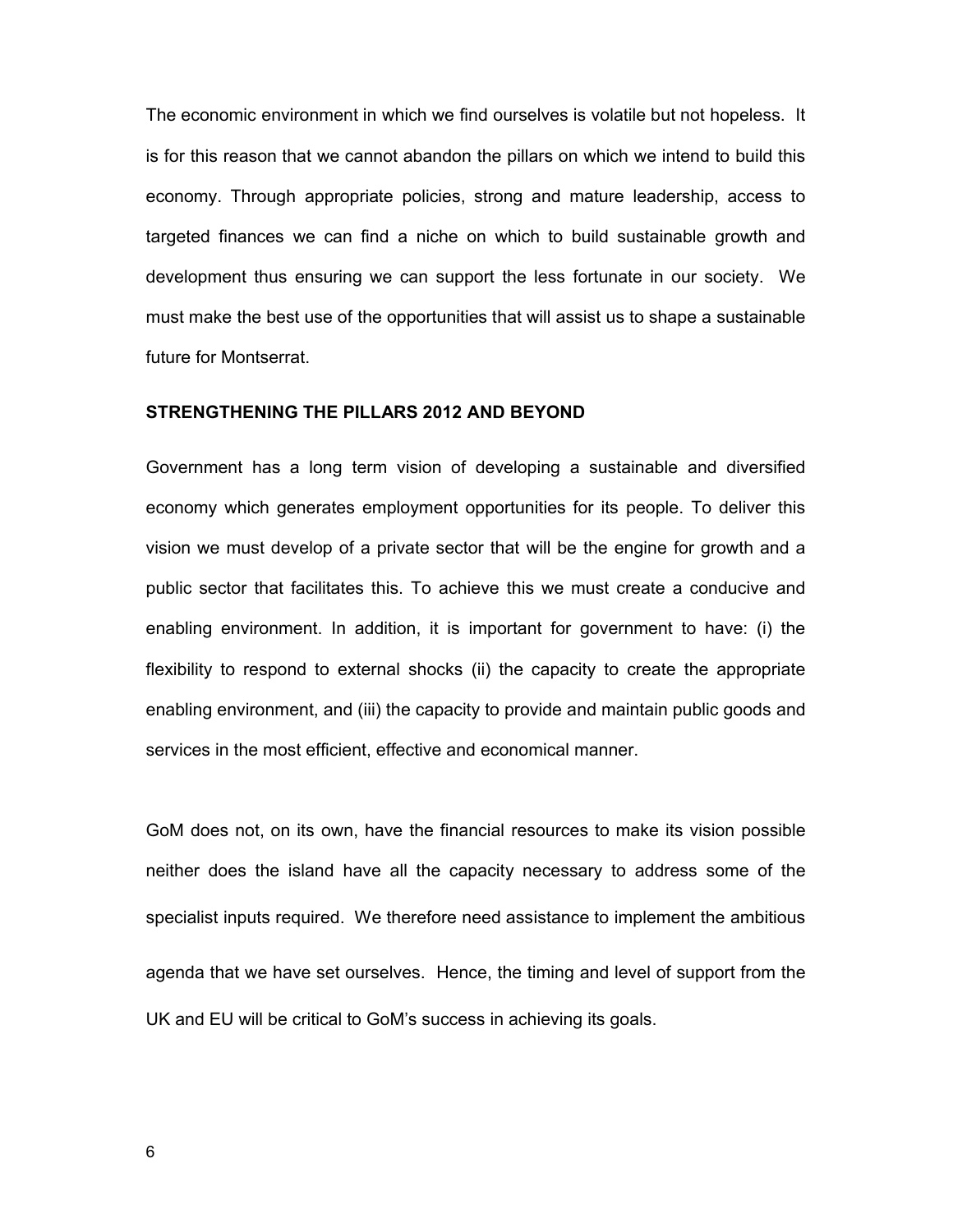The economic environment in which we find ourselves is volatile but not hopeless. It is for this reason that we cannot abandon the pillars on which we intend to build this economy. Through appropriate policies, strong and mature leadership, access to targeted finances we can find a niche on which to build sustainable growth and development thus ensuring we can support the less fortunate in our society. We must make the best use of the opportunities that will assist us to shape a sustainable future for Montserrat.

## STRENGTHENING THE PILLARS 2012 AND BEYOND

Government has a long term vision of developing a sustainable and diversified economy which generates employment opportunities for its people. To deliver this vision we must develop of a private sector that will be the engine for growth and a public sector that facilitates this. To achieve this we must create a conducive and enabling environment. In addition, it is important for government to have: (i) the flexibility to respond to external shocks (ii) the capacity to create the appropriate enabling environment, and (iii) the capacity to provide and maintain public goods and services in the most efficient, effective and economical manner.

GoM does not, on its own, have the financial resources to make its vision possible neither does the island have all the capacity necessary to address some of the specialist inputs required. We therefore need assistance to implement the ambitious agenda that we have set ourselves. Hence, the timing and level of support from the UK and EU will be critical to GoM's success in achieving its goals.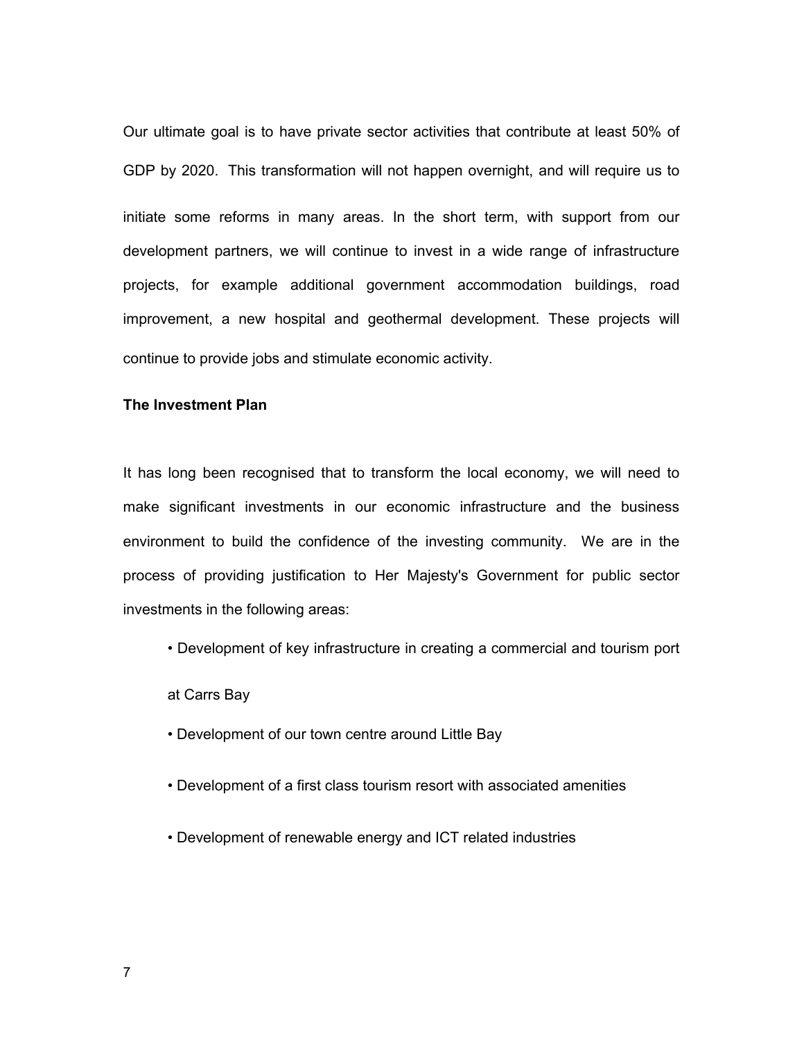Our ultimate goal is to have private sector activities that contribute at least 50% of GDP by 2020. This transformation will not happen overnight, and will require us to initiate some reforms in many areas. In the short term, with support from our development partners, we will continue to invest in a wide range of infrastructure projects, for example additional government accommodation buildings, road improvement, a new hospital and geothermal development. These projects will continue to provide jobs and stimulate economic activity.

**The Investment Plan**

It has long been recognised that to transform the local economy, we will need to make significant investments in our economic infrastructure and the business environment to build the confidence of the investing community. We are in the process of providing justification to Her Majesty's Government for public sector investments in the following areas:

- Development of key infrastructure in creating a commercial and tourism port at Carrs Bay
- Development of our town centre around Little Bay
- Development of a first class tourism resort with associated amenities
- Development of renewable energy and ICT related industries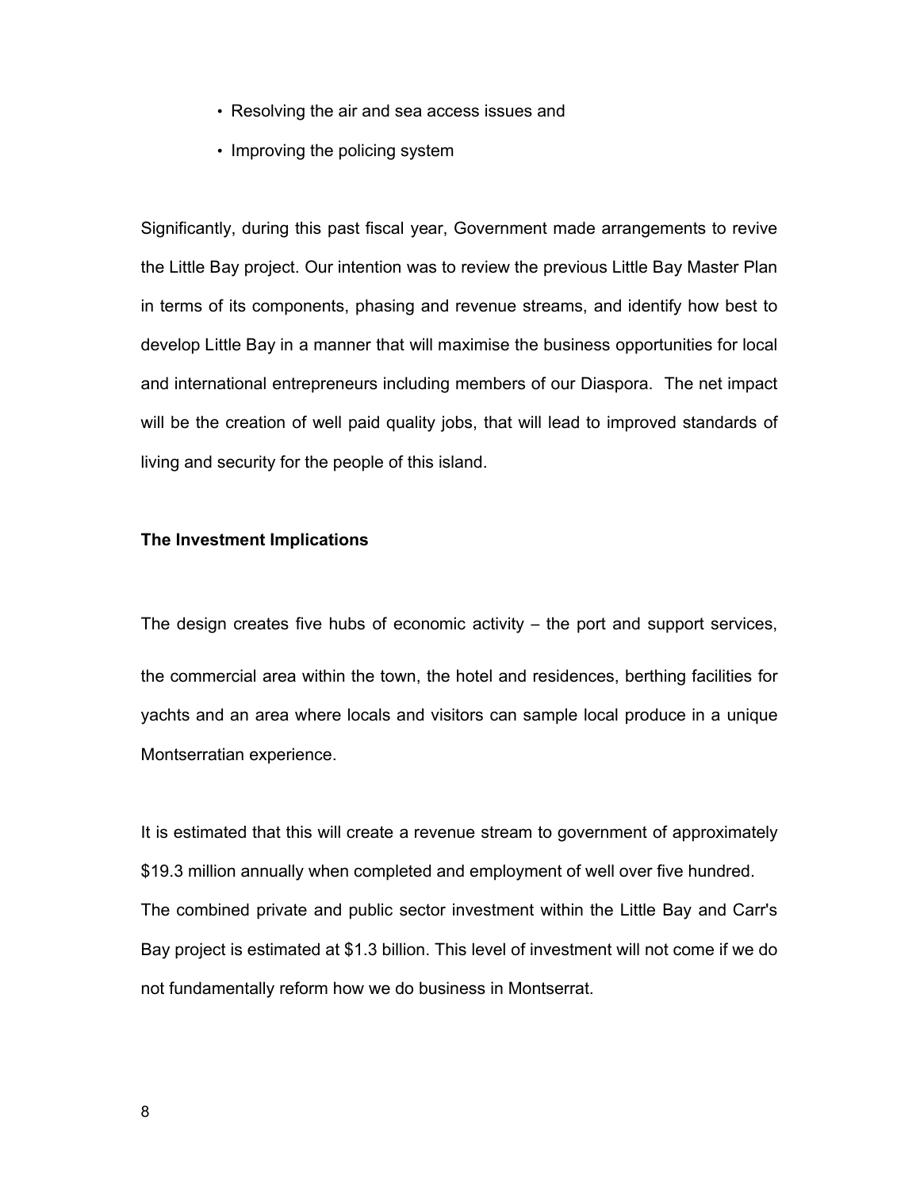- Resolving the air and sea access issues and
- Improving the policing system

Significantly, during this past fiscal year, Government made arrangements to revive the Little Bay project. Our intention was to review the previous Little Bay Master Plan in terms of its components, phasing and revenue streams, and identify how best to develop Little Bay in a manner that will maximise the business opportunities for local and international entrepreneurs including members of our Diaspora. The net impact will be the creation of well paid quality jobs, that will lead to improved standards of living and security for the people of this island.

**The Investment Implications**

The design creates five hubs of economic activity – the port and support services, the commercial area within the town, the hotel and residences, berthing facilities for yachts and an area where locals and visitors can sample local produce in a unique Montserratian experience.

It is estimated that this will create a revenue stream to government of approximately $19.3 million annually when completed and employment of well over five hundred. The combined private and public sector investment within the Little Bay and Carr's Bay project is estimated at $1.3 billion. This level of investment will not come if we do not fundamentally reform how we do business in Montserrat.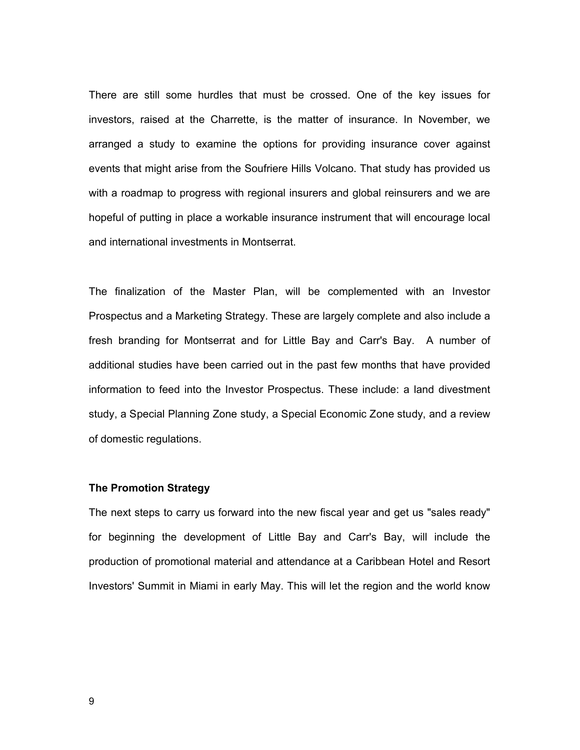There are still some hurdles that must be crossed. One of the key issues for investors, raised at the Charrette, is the matter of insurance. In November, we arranged a study to examine the options for providing insurance cover against events that might arise from the Soufriere Hills Volcano. That study has provided us with a roadmap to progress with regional insurers and global reinsurers and we are hopeful of putting in place a workable insurance instrument that will encourage local and international investments in Montserrat.

The finalization of the Master Plan, will be complemented with an Investor Prospectus and a Marketing Strategy. These are largely complete and also include a fresh branding for Montserrat and for Little Bay and Carr's Bay. A number of additional studies have been carried out in the past few months that have provided information to feed into the Investor Prospectus. These include: a land divestment study, a Special Planning Zone study, a Special Economic Zone study, and a review of domestic regulations.

**The Promotion Strategy**

The next steps to carry us forward into the new fiscal year and get us "sales ready" for beginning the development of Little Bay and Carr's Bay, will include the production of promotional material and attendance at a Caribbean Hotel and Resort Investors' Summit in Miami in early May. This will let the region and the world know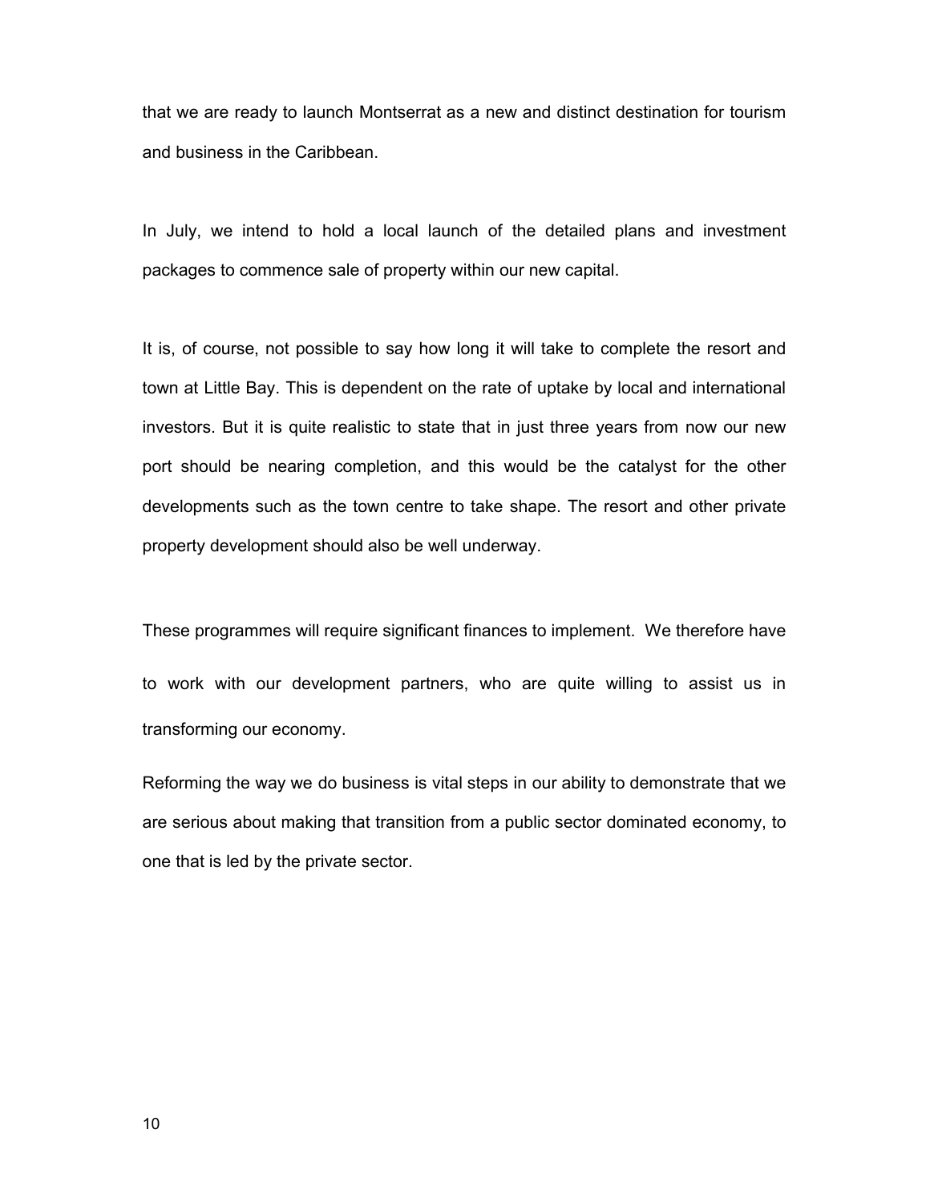that we are ready to launch Montserrat as a new and distinct destination for tourism and business in the Caribbean.

In July, we intend to hold a local launch of the detailed plans and investment packages to commence sale of property within our new capital.

It is, of course, not possible to say how long it will take to complete the resort and town at Little Bay. This is dependent on the rate of uptake by local and international investors. But it is quite realistic to state that in just three years from now our new port should be nearing completion, and this would be the catalyst for the other developments such as the town centre to take shape. The resort and other private property development should also be well underway.

These programmes will require significant finances to implement. We therefore have to work with our development partners, who are quite willing to assist us in transforming our economy.

Reforming the way we do business is vital steps in our ability to demonstrate that we are serious about making that transition from a public sector dominated economy, to one that is led by the private sector.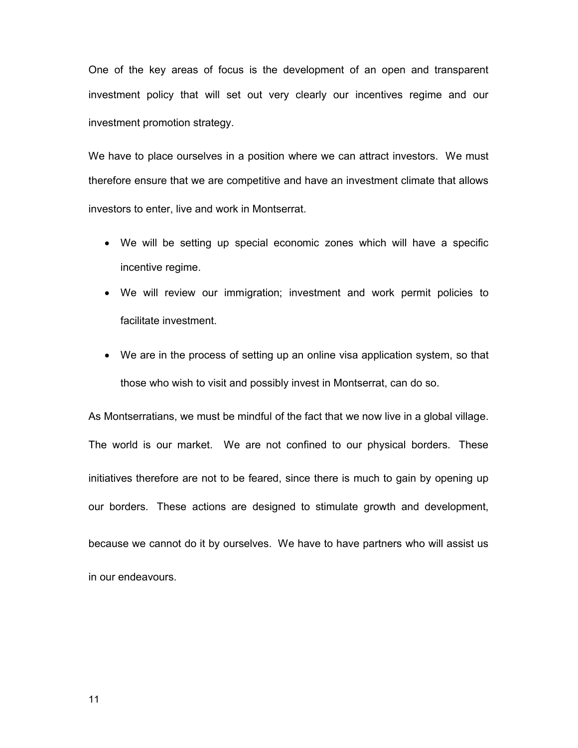One of the key areas of focus is the development of an open and transparent investment policy that will set out very clearly our incentives regime and our investment promotion strategy.

We have to place ourselves in a position where we can attract investors. We must therefore ensure that we are competitive and have an investment climate that allows investors to enter, live and work in Montserrat.

- We will be setting up special economic zones which will have a specific incentive regime.
- We will review our immigration; investment and work permit policies to facilitate investment.
- We are in the process of setting up an online visa application system, so that those who wish to visit and possibly invest in Montserrat, can do so.

As Montserratians, we must be mindful of the fact that we now live in a global village. The world is our market. We are not confined to our physical borders. These initiatives therefore are not to be feared, since there is much to gain by opening up our borders. These actions are designed to stimulate growth and development, because we cannot do it by ourselves. We have to have partners who will assist us in our endeavours.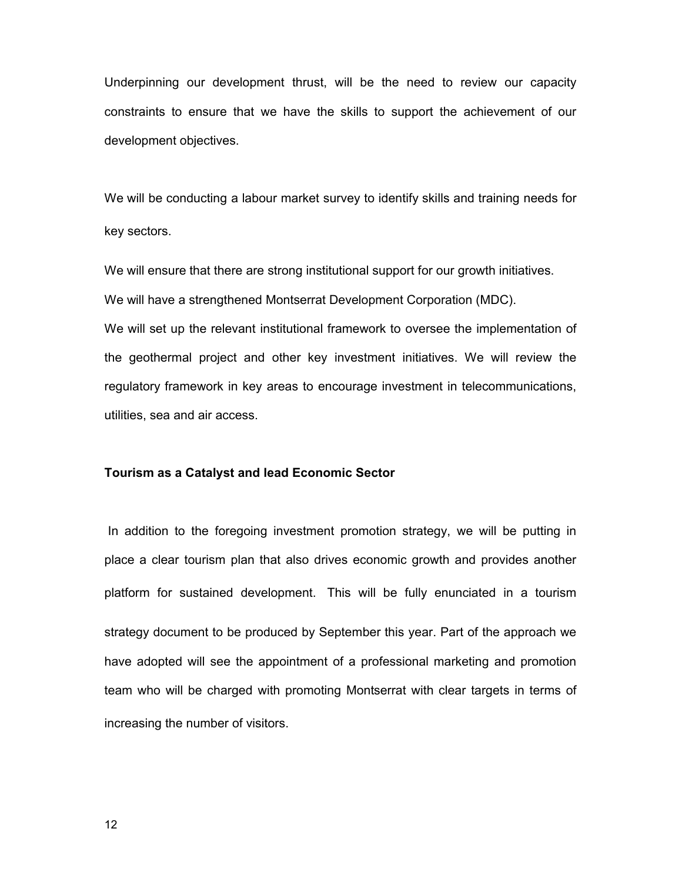Underpinning our development thrust, will be the need to review our capacity constraints to ensure that we have the skills to support the achievement of our development objectives.

We will be conducting a labour market survey to identify skills and training needs for key sectors.

We will ensure that there are strong institutional support for our growth initiatives.

We will have a strengthened Montserrat Development Corporation (MDC).

We will set up the relevant institutional framework to oversee the implementation of the geothermal project and other key investment initiatives. We will review the regulatory framework in key areas to encourage investment in telecommunications, utilities, sea and air access.

**Tourism as a Catalyst and lead Economic Sector**

In addition to the foregoing investment promotion strategy, we will be putting in place a clear tourism plan that also drives economic growth and provides another platform for sustained development. This will be fully enunciated in a tourism strategy document to be produced by September this year. Part of the approach we have adopted will see the appointment of a professional marketing and promotion team who will be charged with promoting Montserrat with clear targets in terms of increasing the number of visitors.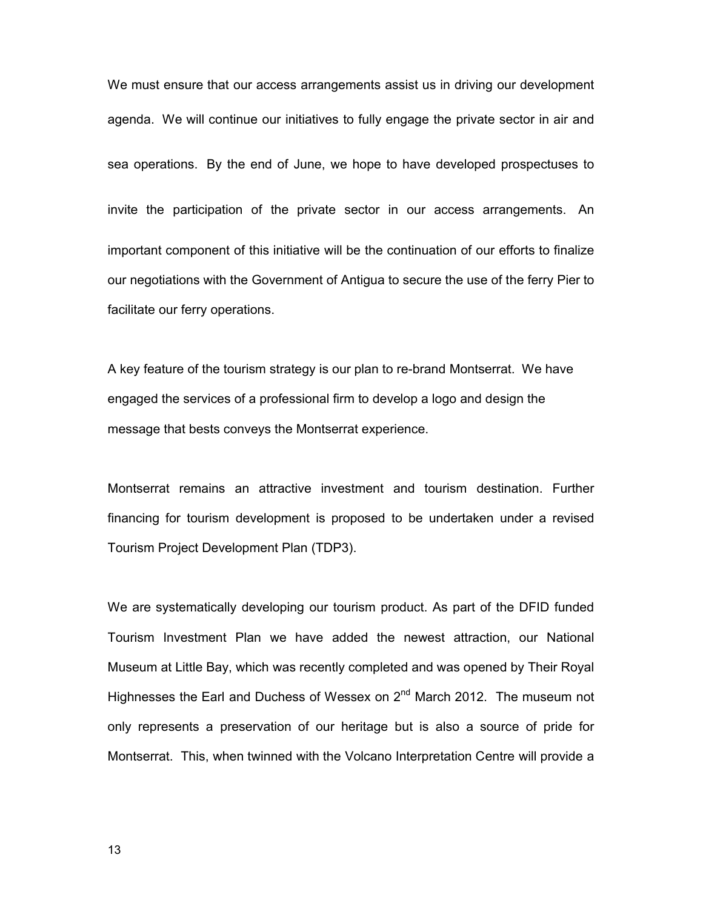We must ensure that our access arrangements assist us in driving our development agenda. We will continue our initiatives to fully engage the private sector in air and sea operations. By the end of June, we hope to have developed prospectuses to invite the participation of the private sector in our access arrangements. An important component of this initiative will be the continuation of our efforts to finalize our negotiations with the Government of Antigua to secure the use of the ferry Pier to facilitate our ferry operations.

A key feature of the tourism strategy is our plan to re-brand Montserrat. We have engaged the services of a professional firm to develop a logo and design the message that bests conveys the Montserrat experience.

Montserrat remains an attractive investment and tourism destination. Further financing for tourism development is proposed to be undertaken under a revised Tourism Project Development Plan (TDP3).

We are systematically developing our tourism product. As part of the DFID funded Tourism Investment Plan we have added the newest attraction, our National Museum at Little Bay, which was recently completed and was opened by Their Royal Highnesses the Earl and Duchess of Wessex on 2nd March 2012. The museum not only represents a preservation of our heritage but is also a source of pride for Montserrat. This, when twinned with the Volcano Interpretation Centre will provide a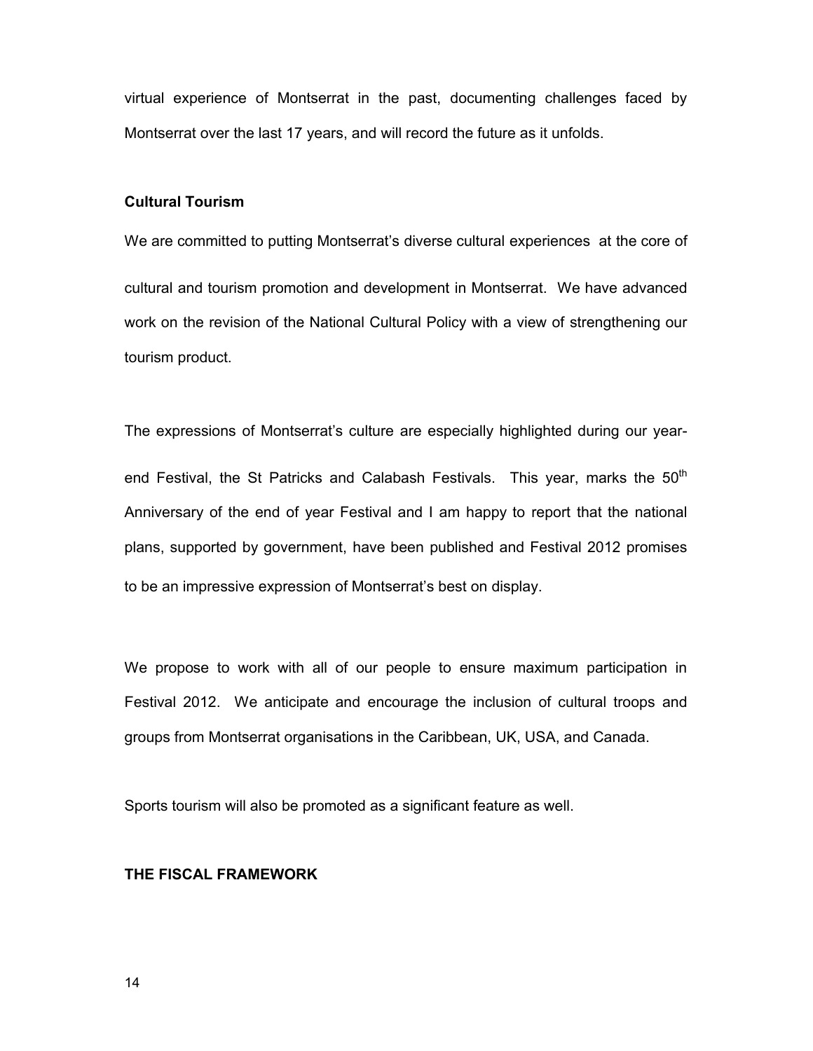virtual experience of Montserrat in the past, documenting challenges faced by Montserrat over the last 17 years, and will record the future as it unfolds.

**Cultural Tourism**

We are committed to putting Montserrat's diverse cultural experiences at the core of cultural and tourism promotion and development in Montserrat. We have advanced work on the revision of the National Cultural Policy with a view of strengthening our tourism product.

The expressions of Montserrat's culture are especially highlighted during our year-end Festival, the St Patricks and Calabash Festivals. This year, marks the 50th Anniversary of the end of year Festival and I am happy to report that the national plans, supported by government, have been published and Festival 2012 promises to be an impressive expression of Montserrat's best on display.

We propose to work with all of our people to ensure maximum participation in Festival 2012. We anticipate and encourage the inclusion of cultural troops and groups from Montserrat organisations in the Caribbean, UK, USA, and Canada.

Sports tourism will also be promoted as a significant feature as well.

**THE FISCAL FRAMEWORK**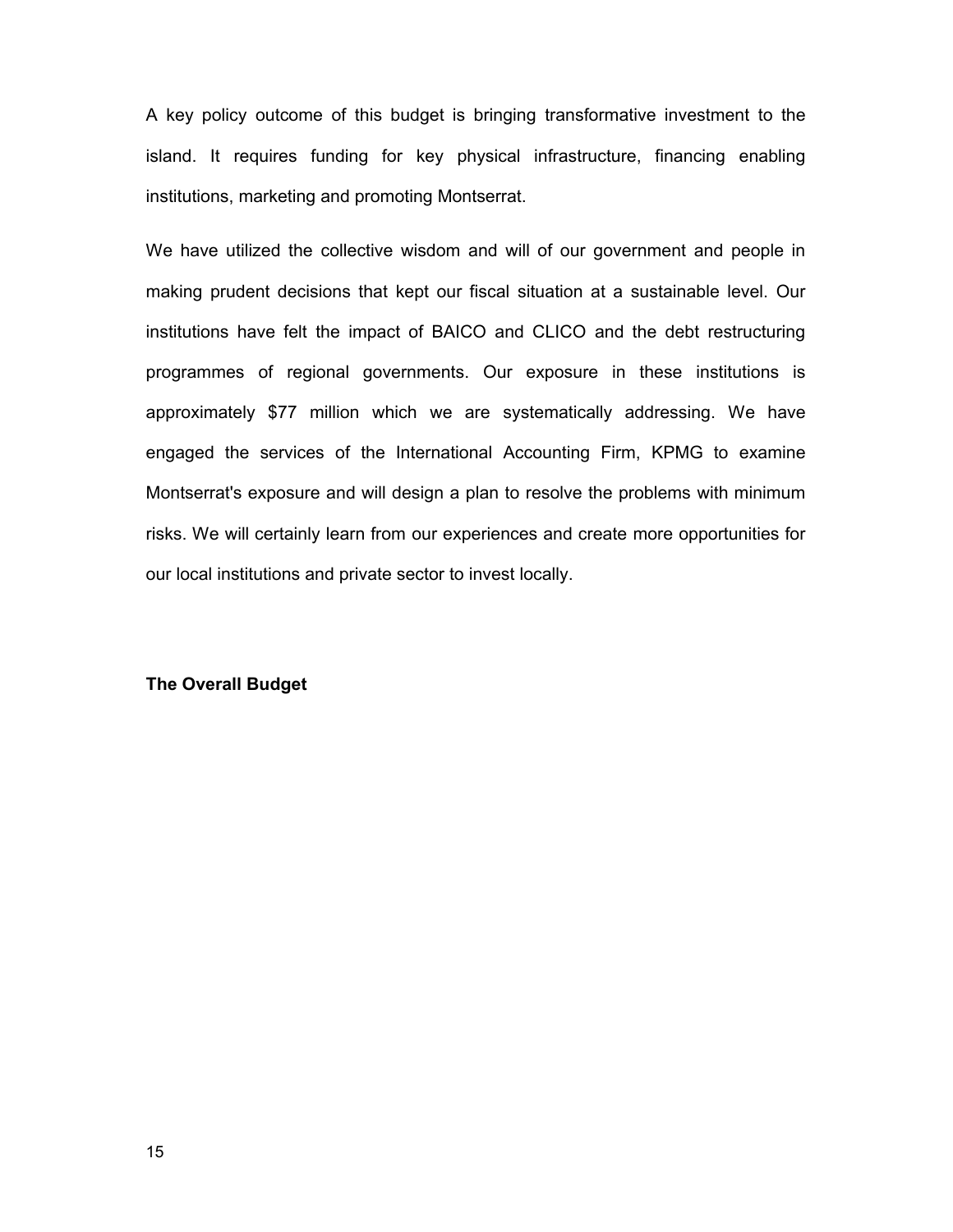A key policy outcome of this budget is bringing transformative investment to the island. It requires funding for key physical infrastructure, financing enabling institutions, marketing and promoting Montserrat.

We have utilized the collective wisdom and will of our government and people in making prudent decisions that kept our fiscal situation at a sustainable level. Our institutions have felt the impact of BAICO and CLICO and the debt restructuring programmes of regional governments. Our exposure in these institutions is approximately $77 million which we are systematically addressing. We have engaged the services of the International Accounting Firm, KPMG to examine Montserrat's exposure and will design a plan to resolve the problems with minimum risks. We will certainly learn from our experiences and create more opportunities for our local institutions and private sector to invest locally.

**The Overall Budget**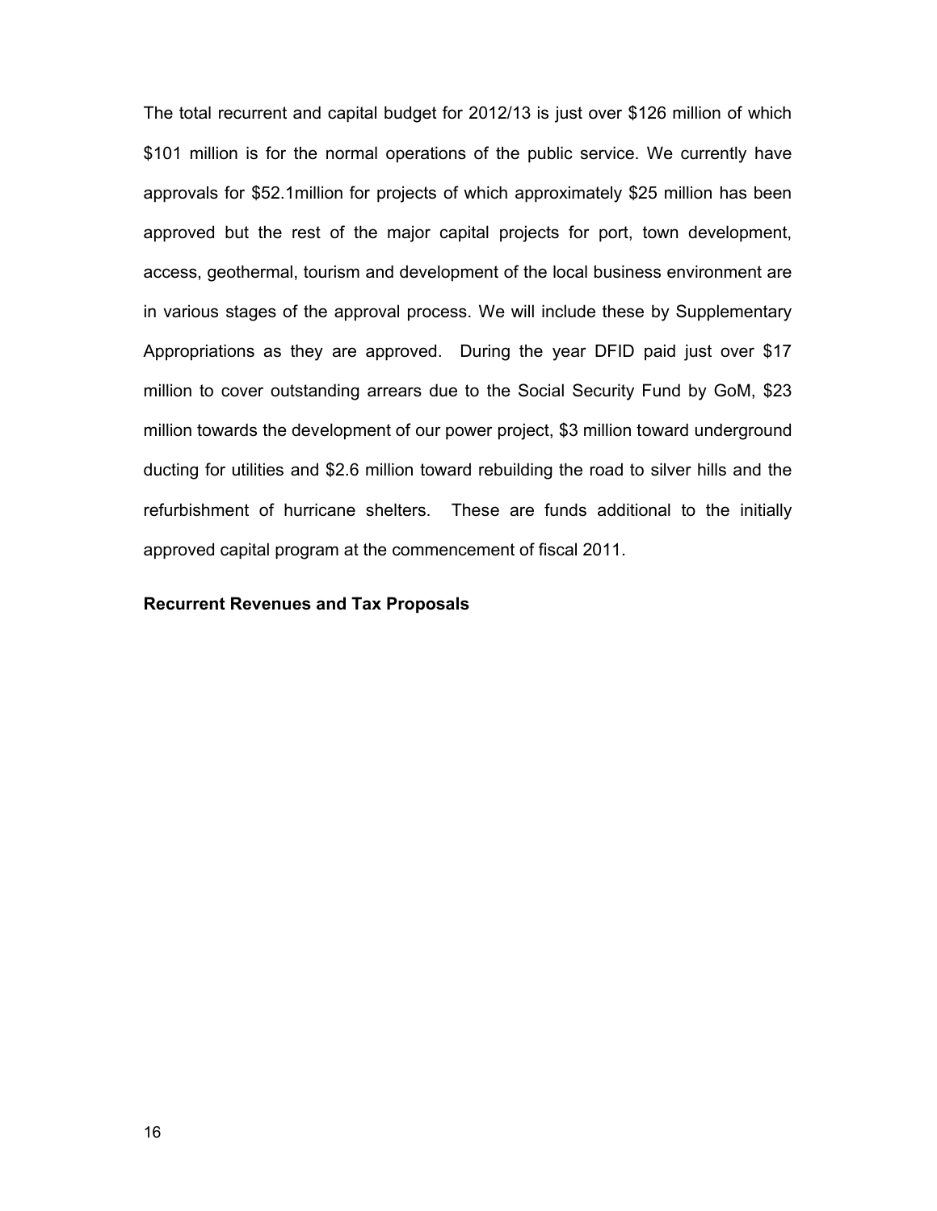The total recurrent and capital budget for 2012/13 is just over $126 million of which $101 million is for the normal operations of the public service. We currently have approvals for $52.1million for projects of which approximately $25 million has been approved but the rest of the major capital projects for port, town development, access, geothermal, tourism and development of the local business environment are in various stages of the approval process. We will include these by Supplementary Appropriations as they are approved. During the year DFID paid just over $17 million to cover outstanding arrears due to the Social Security Fund by GoM, $23 million towards the development of our power project, $3 million toward underground ducting for utilities and $2.6 million toward rebuilding the road to silver hills and the refurbishment of hurricane shelters. These are funds additional to the initially approved capital program at the commencement of fiscal 2011.

**Recurrent Revenues and Tax Proposals**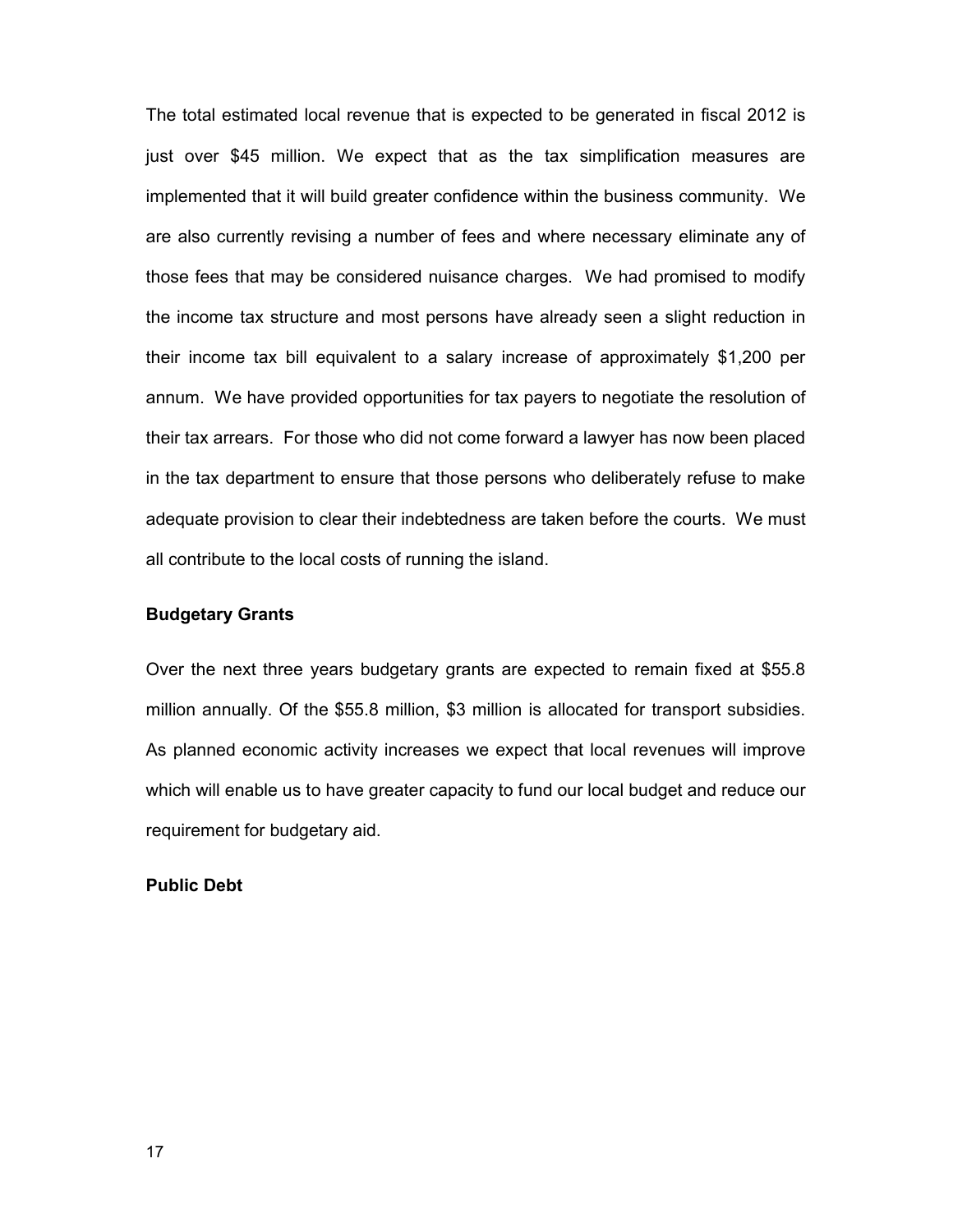The total estimated local revenue that is expected to be generated in fiscal 2012 is just over $45 million. We expect that as the tax simplification measures are implemented that it will build greater confidence within the business community. We are also currently revising a number of fees and where necessary eliminate any of those fees that may be considered nuisance charges. We had promised to modify the income tax structure and most persons have already seen a slight reduction in their income tax bill equivalent to a salary increase of approximately $1,200 per annum. We have provided opportunities for tax payers to negotiate the resolution of their tax arrears. For those who did not come forward a lawyer has now been placed in the tax department to ensure that those persons who deliberately refuse to make adequate provision to clear their indebtedness are taken before the courts. We must all contribute to the local costs of running the island.

**Budgetary Grants**

Over the next three years budgetary grants are expected to remain fixed at $55.8 million annually. Of the $55.8 million, $3 million is allocated for transport subsidies. As planned economic activity increases we expect that local revenues will improve which will enable us to have greater capacity to fund our local budget and reduce our requirement for budgetary aid.

**Public Debt**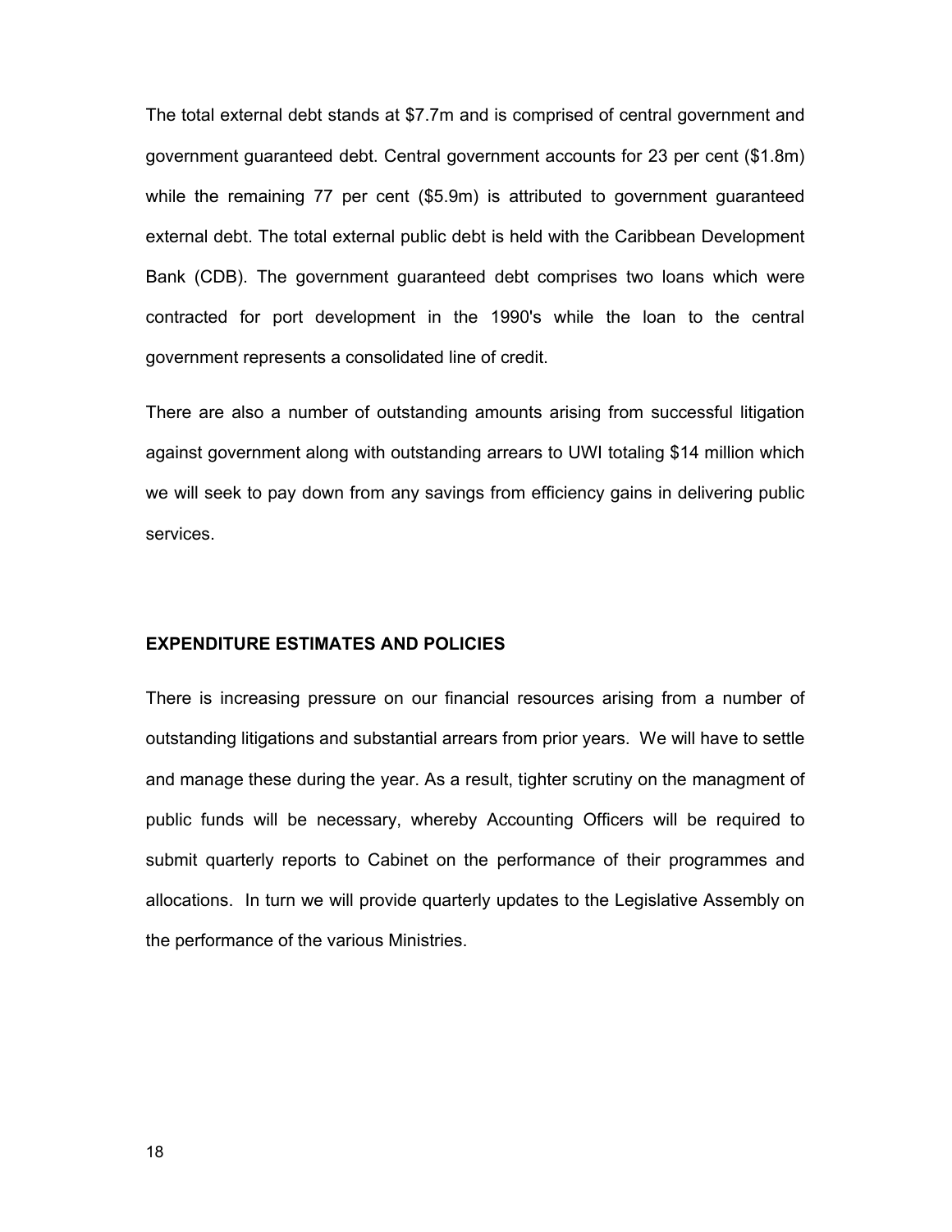The total external debt stands at $7.7m and is comprised of central government and government guaranteed debt. Central government accounts for 23 per cent ($1.8m) while the remaining 77 per cent ($5.9m) is attributed to government guaranteed external debt. The total external public debt is held with the Caribbean Development Bank (CDB). The government guaranteed debt comprises two loans which were contracted for port development in the 1990's while the loan to the central government represents a consolidated line of credit.

There are also a number of outstanding amounts arising from successful litigation against government along with outstanding arrears to UWI totaling $14 million which we will seek to pay down from any savings from efficiency gains in delivering public services.

## EXPENDITURE ESTIMATES AND POLICIES

There is increasing pressure on our financial resources arising from a number of outstanding litigations and substantial arrears from prior years. We will have to settle and manage these during the year. As a result, tighter scrutiny on the managment of public funds will be necessary, whereby Accounting Officers will be required to submit quarterly reports to Cabinet on the performance of their programmes and allocations. In turn we will provide quarterly updates to the Legislative Assembly on the performance of the various Ministries.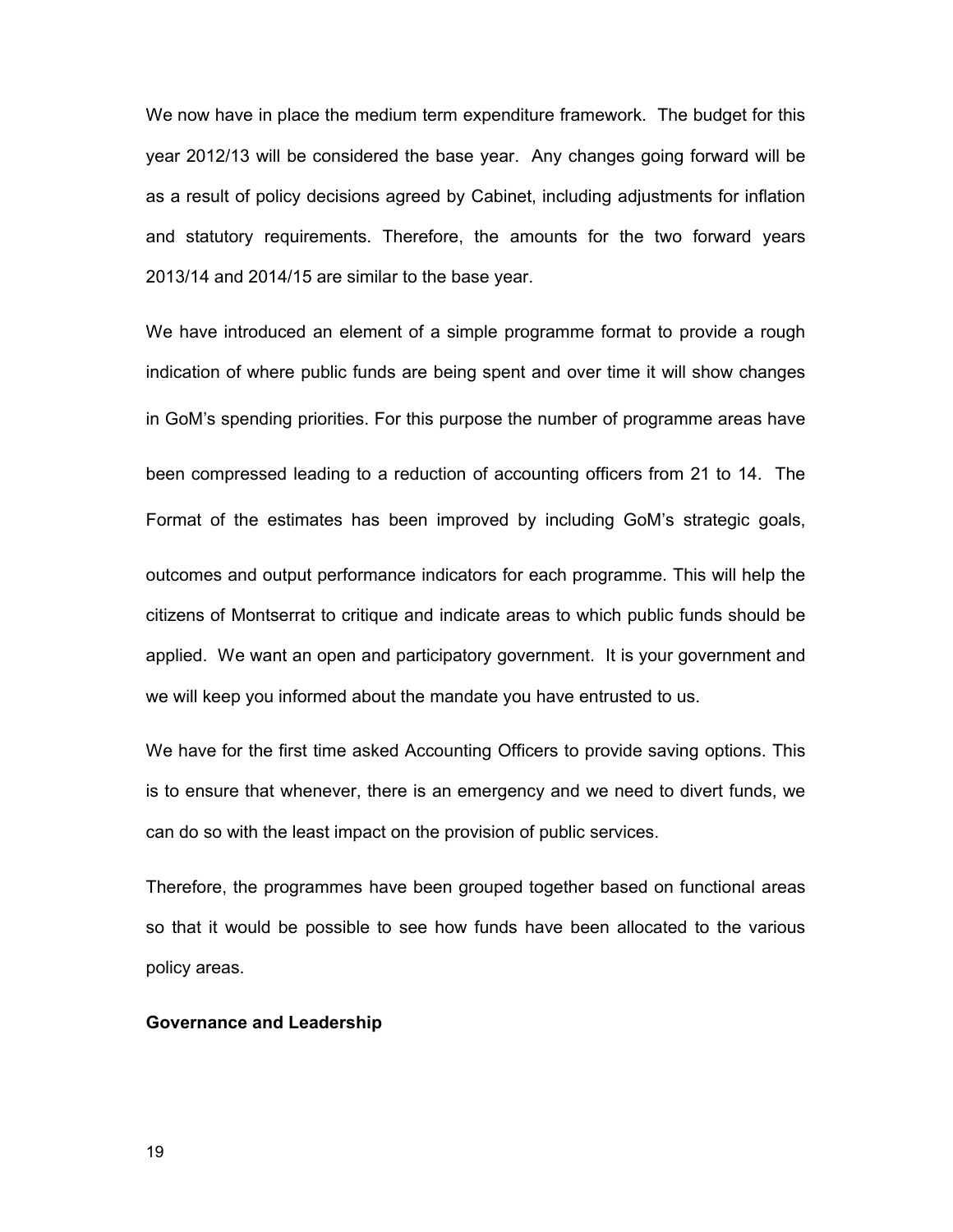We now have in place the medium term expenditure framework. The budget for this year 2012/13 will be considered the base year. Any changes going forward will be as a result of policy decisions agreed by Cabinet, including adjustments for inflation and statutory requirements. Therefore, the amounts for the two forward years 2013/14 and 2014/15 are similar to the base year.

We have introduced an element of a simple programme format to provide a rough indication of where public funds are being spent and over time it will show changes in GoM's spending priorities. For this purpose the number of programme areas have been compressed leading to a reduction of accounting officers from 21 to 14. The Format of the estimates has been improved by including GoM's strategic goals, outcomes and output performance indicators for each programme. This will help the citizens of Montserrat to critique and indicate areas to which public funds should be applied. We want an open and participatory government. It is your government and we will keep you informed about the mandate you have entrusted to us.

We have for the first time asked Accounting Officers to provide saving options. This is to ensure that whenever, there is an emergency and we need to divert funds, we can do so with the least impact on the provision of public services.

Therefore, the programmes have been grouped together based on functional areas so that it would be possible to see how funds have been allocated to the various policy areas.

**Governance and Leadership**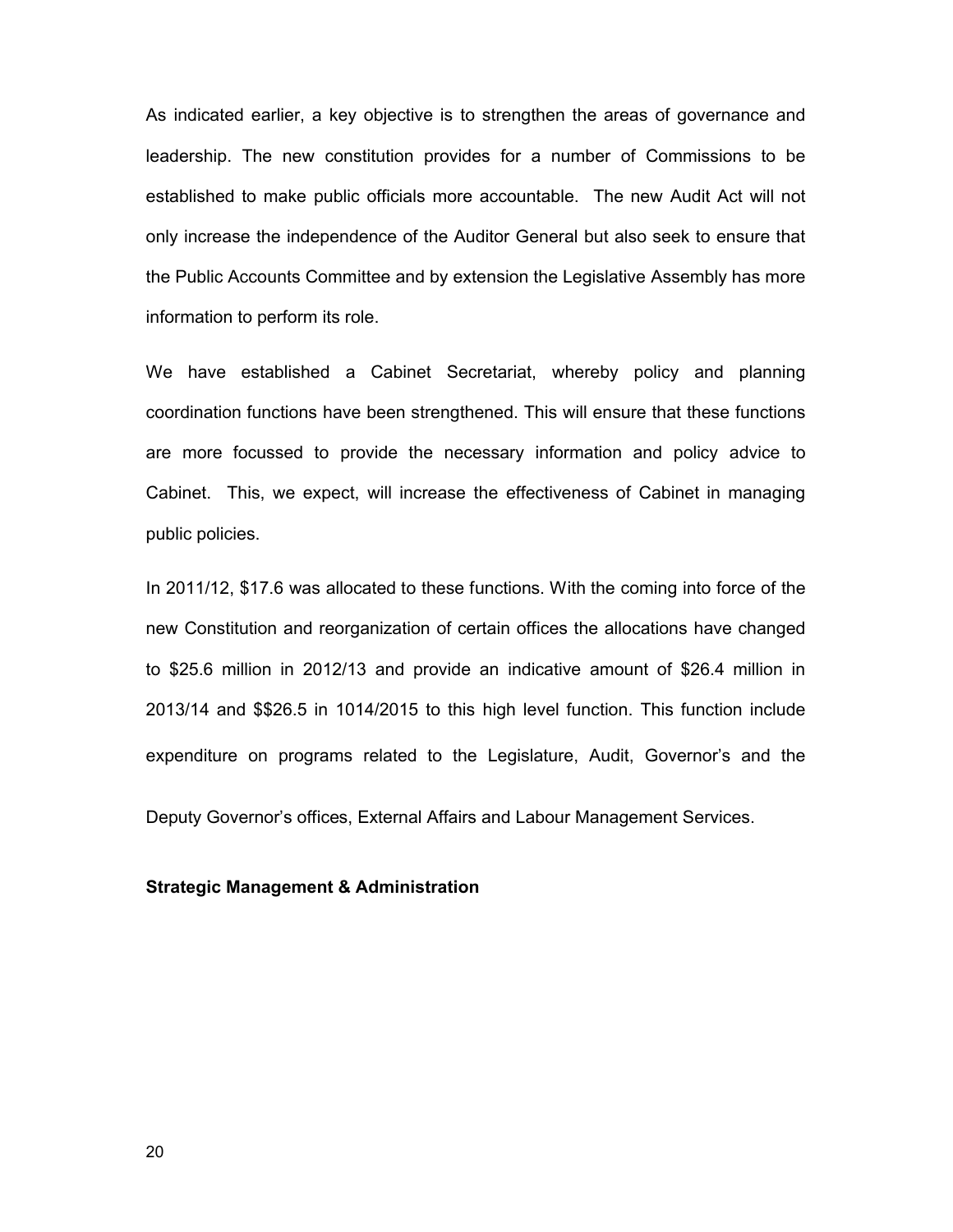As indicated earlier, a key objective is to strengthen the areas of governance and leadership. The new constitution provides for a number of Commissions to be established to make public officials more accountable. The new Audit Act will not only increase the independence of the Auditor General but also seek to ensure that the Public Accounts Committee and by extension the Legislative Assembly has more information to perform its role.

We have established a Cabinet Secretariat, whereby policy and planning coordination functions have been strengthened. This will ensure that these functions are more focussed to provide the necessary information and policy advice to Cabinet. This, we expect, will increase the effectiveness of Cabinet in managing public policies.

In 2011/12, $17.6 was allocated to these functions. With the coming into force of the new Constitution and reorganization of certain offices the allocations have changed to $25.6 million in 2012/13 and provide an indicative amount of $26.4 million in 2013/14 and $$26.5 in 1014/2015 to this high level function. This function include expenditure on programs related to the Legislature, Audit, Governor's and the Deputy Governor's offices, External Affairs and Labour Management Services.

**Strategic Management & Administration**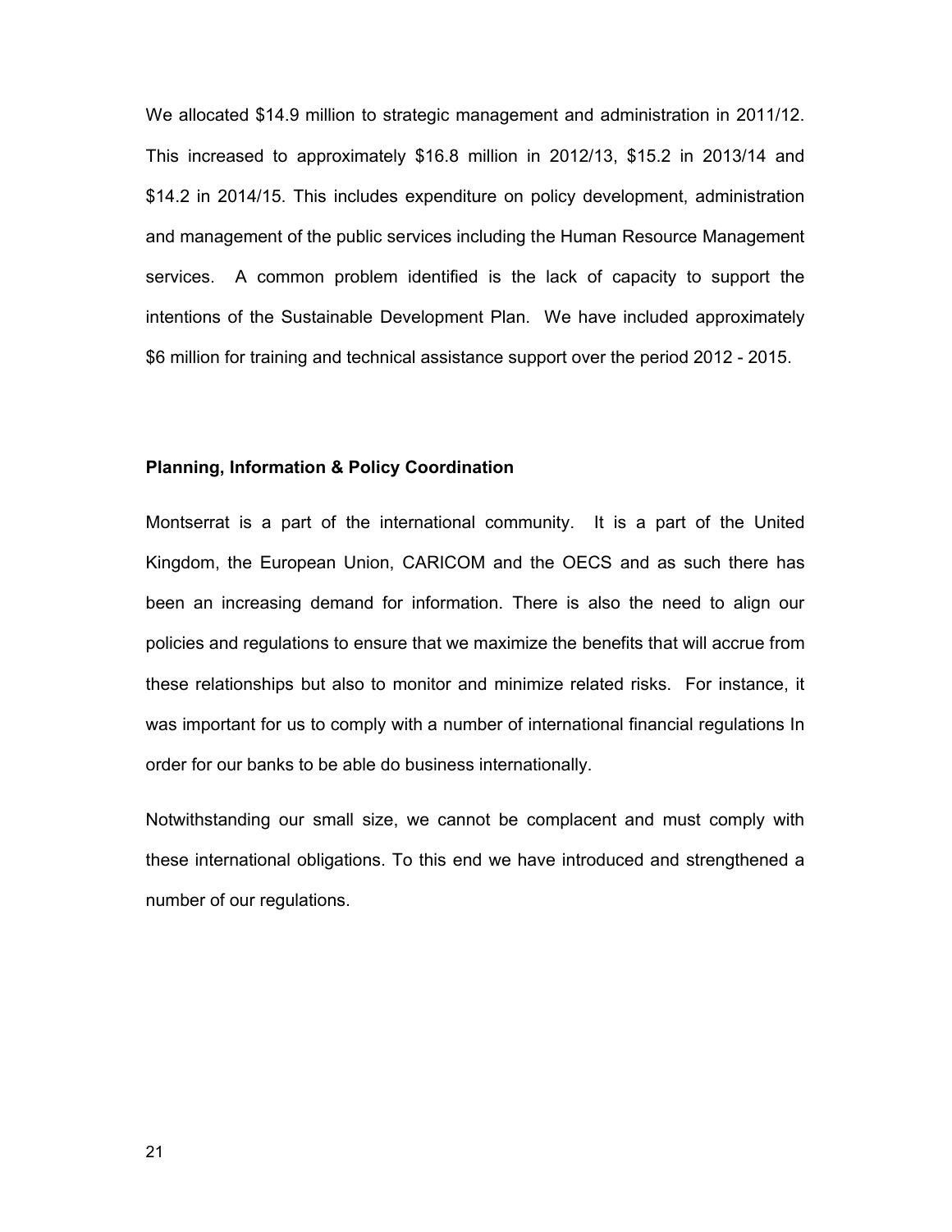We allocated $14.9 million to strategic management and administration in 2011/12. This increased to approximately $16.8 million in 2012/13, $15.2 in 2013/14 and $14.2 in 2014/15. This includes expenditure on policy development, administration and management of the public services including the Human Resource Management services. A common problem identified is the lack of capacity to support the intentions of the Sustainable Development Plan. We have included approximately $6 million for training and technical assistance support over the period 2012 - 2015.

**Planning, Information & Policy Coordination**

Montserrat is a part of the international community. It is a part of the United Kingdom, the European Union, CARICOM and the OECS and as such there has been an increasing demand for information. There is also the need to align our policies and regulations to ensure that we maximize the benefits that will accrue from these relationships but also to monitor and minimize related risks. For instance, it was important for us to comply with a number of international financial regulations In order for our banks to be able do business internationally.

Notwithstanding our small size, we cannot be complacent and must comply with these international obligations. To this end we have introduced and strengthened a number of our regulations.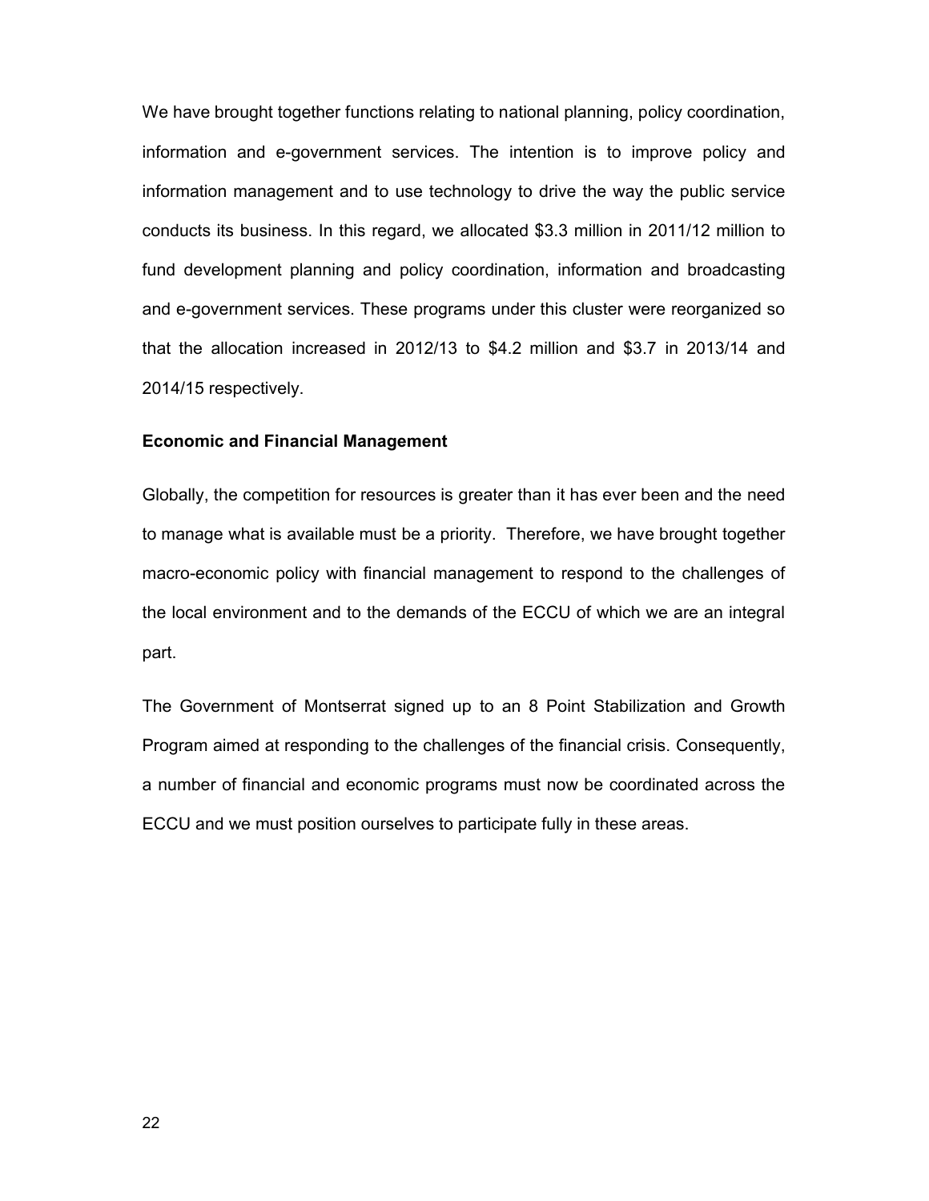We have brought together functions relating to national planning, policy coordination, information and e-government services. The intention is to improve policy and information management and to use technology to drive the way the public service conducts its business. In this regard, we allocated $3.3 million in 2011/12 million to fund development planning and policy coordination, information and broadcasting and e-government services. These programs under this cluster were reorganized so that the allocation increased in 2012/13 to $4.2 million and $3.7 in 2013/14 and 2014/15 respectively.

**Economic and Financial Management**

Globally, the competition for resources is greater than it has ever been and the need to manage what is available must be a priority. Therefore, we have brought together macro-economic policy with financial management to respond to the challenges of the local environment and to the demands of the ECCU of which we are an integral part.

The Government of Montserrat signed up to an 8 Point Stabilization and Growth Program aimed at responding to the challenges of the financial crisis. Consequently, a number of financial and economic programs must now be coordinated across the ECCU and we must position ourselves to participate fully in these areas.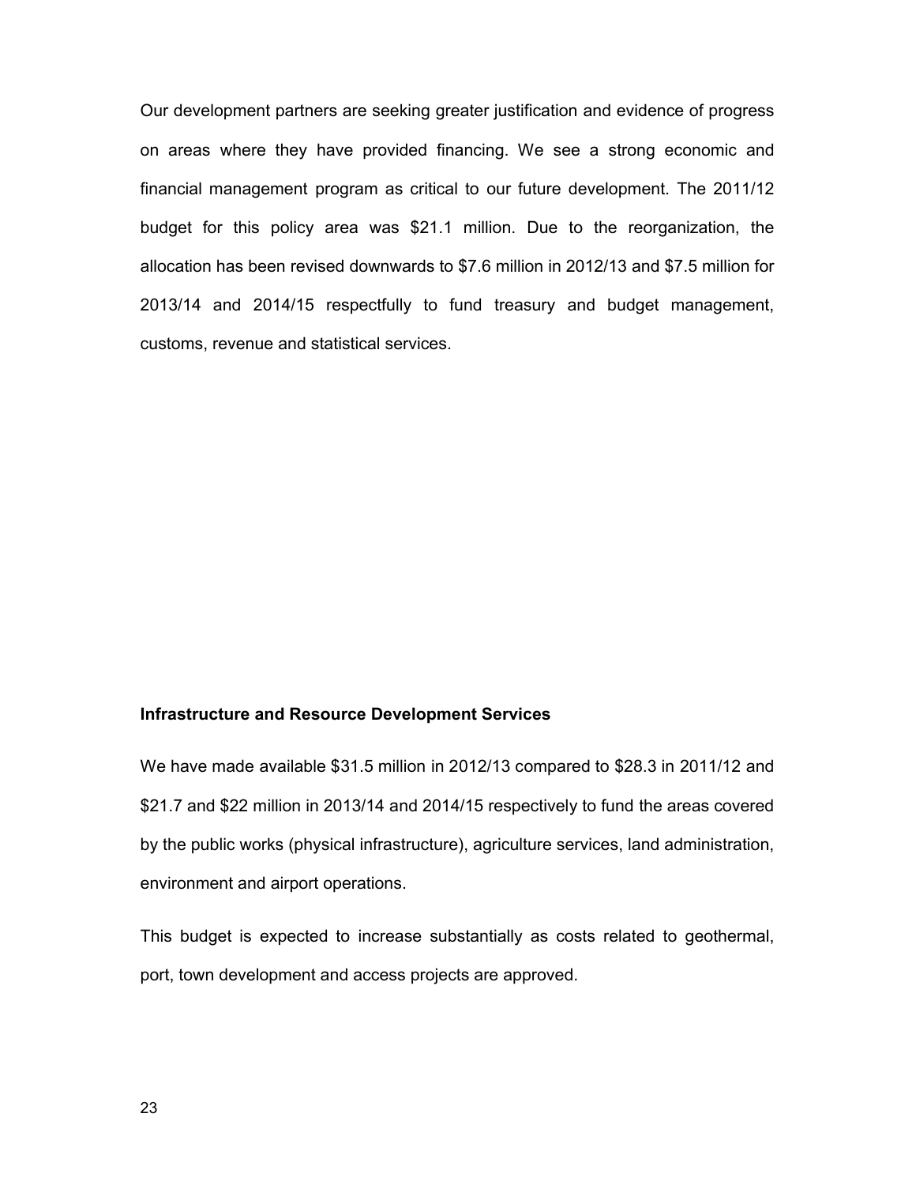Our development partners are seeking greater justification and evidence of progress on areas where they have provided financing. We see a strong economic and financial management program as critical to our future development. The 2011/12 budget for this policy area was $21.1 million. Due to the reorganization, the allocation has been revised downwards to $7.6 million in 2012/13 and $7.5 million for 2013/14 and 2014/15 respectfully to fund treasury and budget management, customs, revenue and statistical services.

**Infrastructure and Resource Development Services**

We have made available $31.5 million in 2012/13 compared to $28.3 in 2011/12 and $21.7 and $22 million in 2013/14 and 2014/15 respectively to fund the areas covered by the public works (physical infrastructure), agriculture services, land administration, environment and airport operations.

This budget is expected to increase substantially as costs related to geothermal, port, town development and access projects are approved.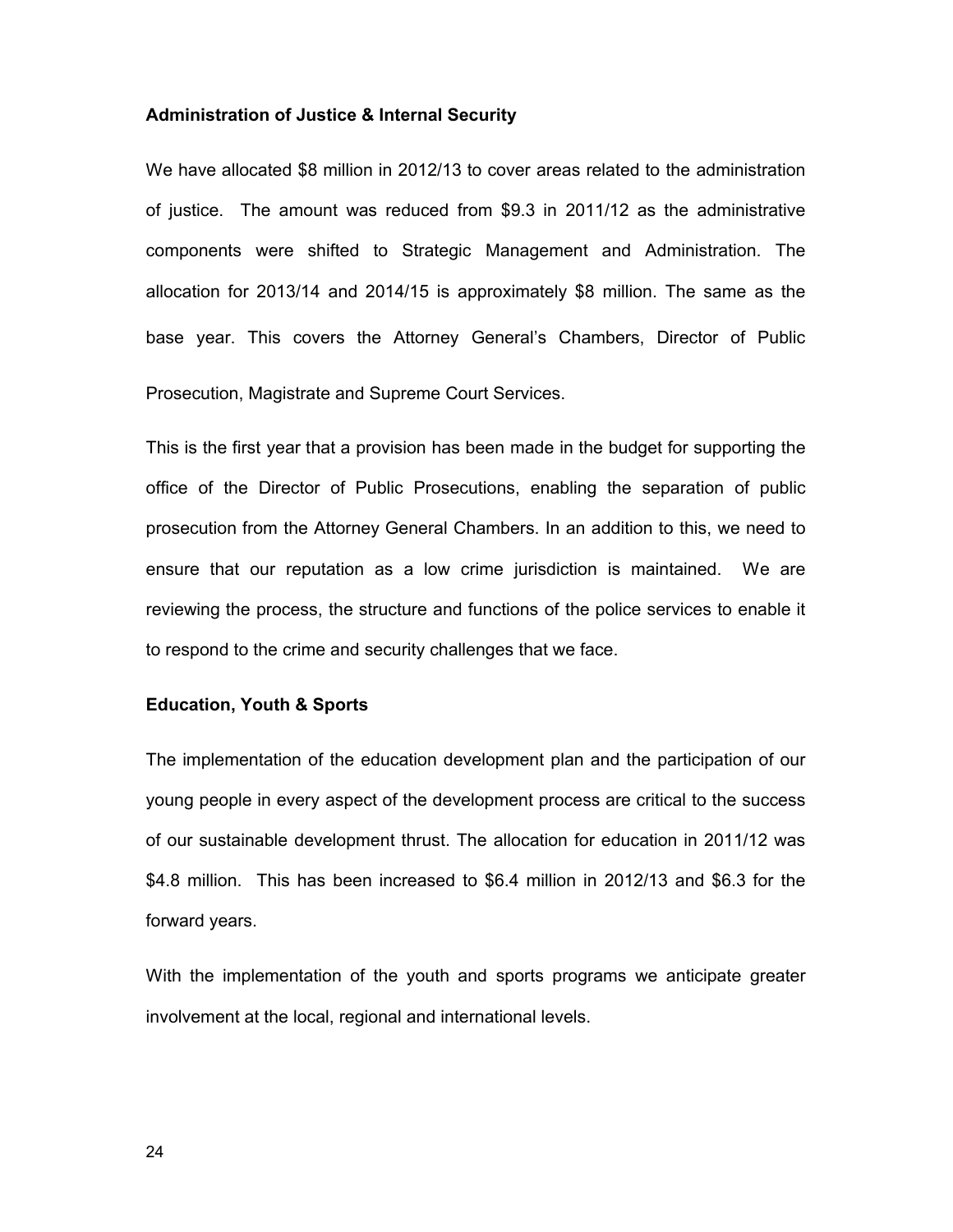**Administration of Justice & Internal Security**

We have allocated $8 million in 2012/13 to cover areas related to the administration of justice. The amount was reduced from $9.3 in 2011/12 as the administrative components were shifted to Strategic Management and Administration. The allocation for 2013/14 and 2014/15 is approximately $8 million. The same as the base year. This covers the Attorney General's Chambers, Director of Public Prosecution, Magistrate and Supreme Court Services.

This is the first year that a provision has been made in the budget for supporting the office of the Director of Public Prosecutions, enabling the separation of public prosecution from the Attorney General Chambers. In an addition to this, we need to ensure that our reputation as a low crime jurisdiction is maintained. We are reviewing the process, the structure and functions of the police services to enable it to respond to the crime and security challenges that we face.

**Education, Youth & Sports**

The implementation of the education development plan and the participation of our young people in every aspect of the development process are critical to the success of our sustainable development thrust. The allocation for education in 2011/12 was $4.8 million. This has been increased to $6.4 million in 2012/13 and $6.3 for the forward years.

With the implementation of the youth and sports programs we anticipate greater involvement at the local, regional and international levels.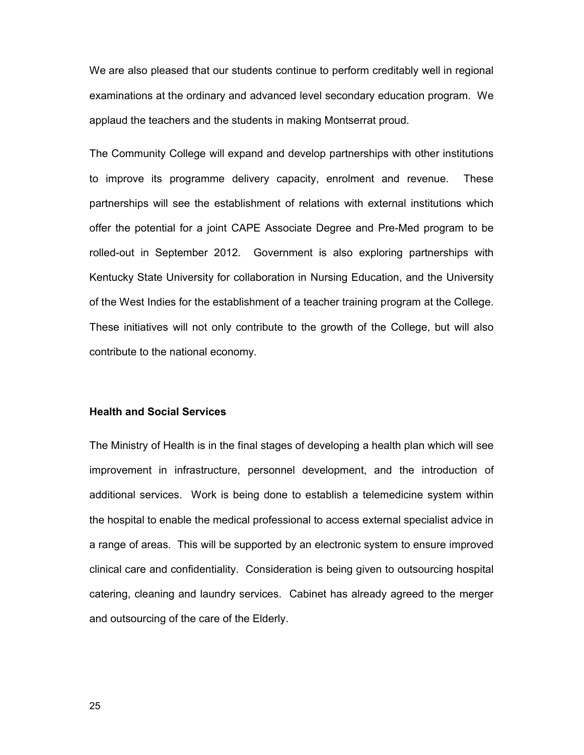We are also pleased that our students continue to perform creditably well in regional examinations at the ordinary and advanced level secondary education program. We applaud the teachers and the students in making Montserrat proud.

The Community College will expand and develop partnerships with other institutions to improve its programme delivery capacity, enrolment and revenue. These partnerships will see the establishment of relations with external institutions which offer the potential for a joint CAPE Associate Degree and Pre-Med program to be rolled-out in September 2012. Government is also exploring partnerships with Kentucky State University for collaboration in Nursing Education, and the University of the West Indies for the establishment of a teacher training program at the College. These initiatives will not only contribute to the growth of the College, but will also contribute to the national economy.

**Health and Social Services**

The Ministry of Health is in the final stages of developing a health plan which will see improvement in infrastructure, personnel development, and the introduction of additional services. Work is being done to establish a telemedicine system within the hospital to enable the medical professional to access external specialist advice in a range of areas. This will be supported by an electronic system to ensure improved clinical care and confidentiality. Consideration is being given to outsourcing hospital catering, cleaning and laundry services. Cabinet has already agreed to the merger and outsourcing of the care of the Elderly.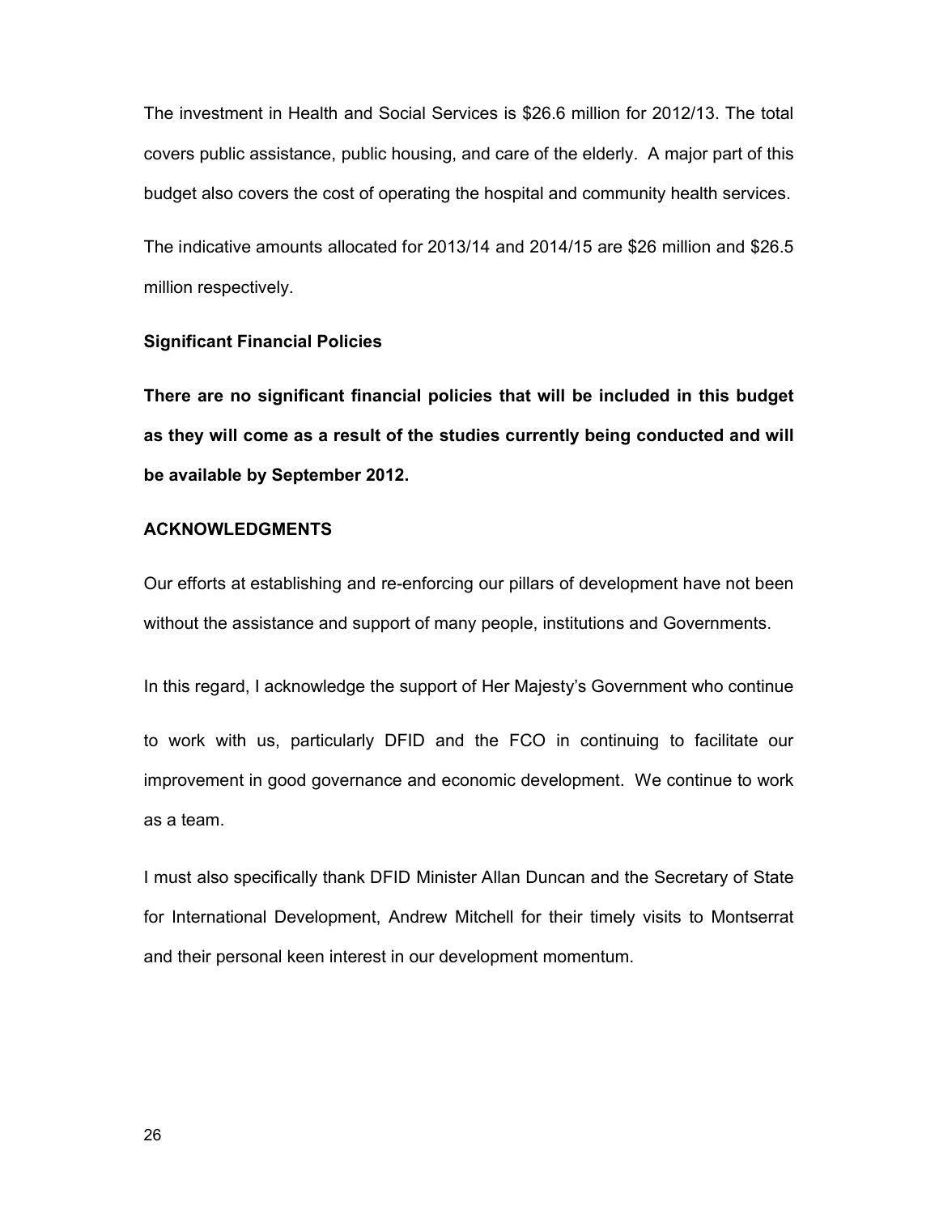The investment in Health and Social Services is $26.6 million for 2012/13. The total covers public assistance, public housing, and care of the elderly. A major part of this budget also covers the cost of operating the hospital and community health services.

The indicative amounts allocated for 2013/14 and 2014/15 are $26 million and $26.5 million respectively.

**Significant Financial Policies**

**There are no significant financial policies that will be included in this budget as they will come as a result of the studies currently being conducted and will be available by September 2012.**

## ACKNOWLEDGMENTS

Our efforts at establishing and re-enforcing our pillars of development have not been without the assistance and support of many people, institutions and Governments.

In this regard, I acknowledge the support of Her Majesty's Government who continue to work with us, particularly DFID and the FCO in continuing to facilitate our improvement in good governance and economic development. We continue to work as a team.

I must also specifically thank DFID Minister Allan Duncan and the Secretary of State for International Development, Andrew Mitchell for their timely visits to Montserrat and their personal keen interest in our development momentum.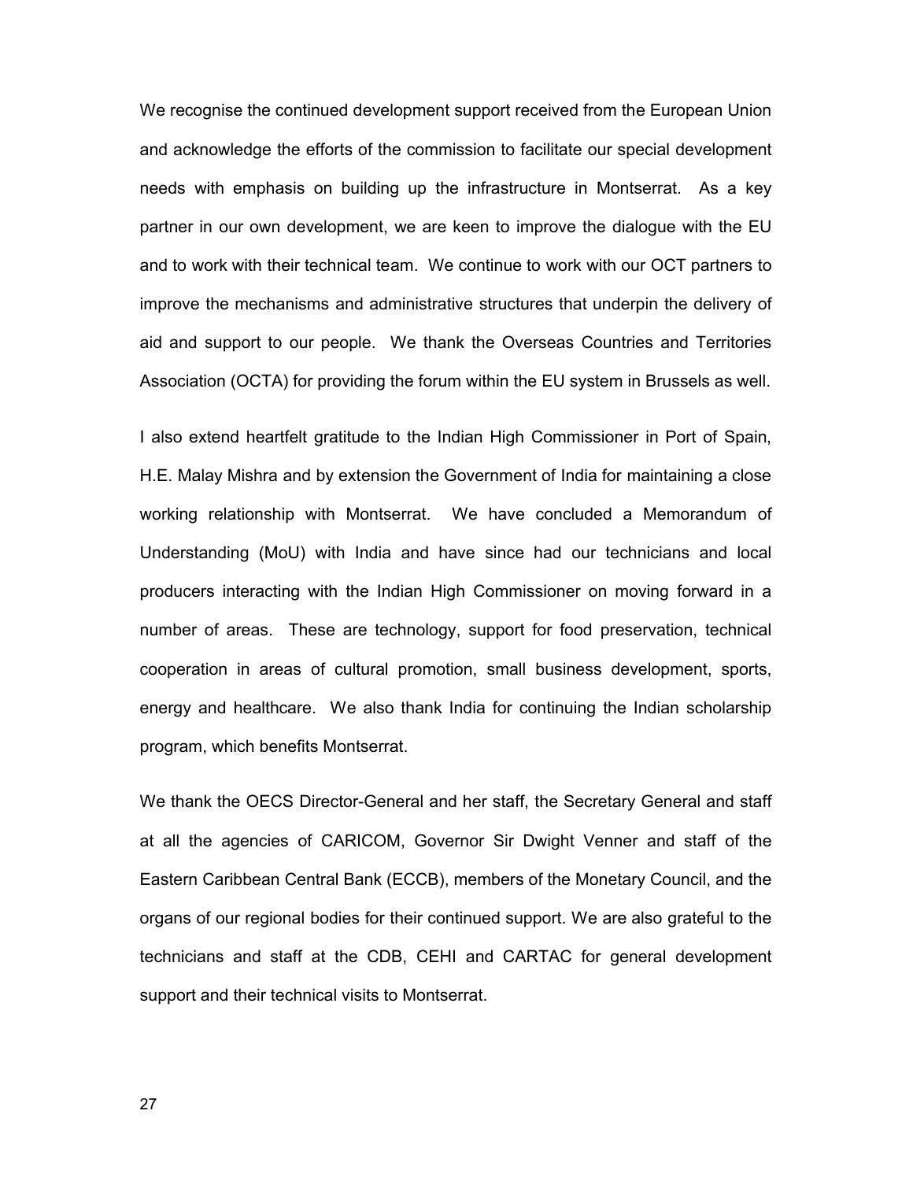We recognise the continued development support received from the European Union and acknowledge the efforts of the commission to facilitate our special development needs with emphasis on building up the infrastructure in Montserrat. As a key partner in our own development, we are keen to improve the dialogue with the EU and to work with their technical team. We continue to work with our OCT partners to improve the mechanisms and administrative structures that underpin the delivery of aid and support to our people. We thank the Overseas Countries and Territories Association (OCTA) for providing the forum within the EU system in Brussels as well.

I also extend heartfelt gratitude to the Indian High Commissioner in Port of Spain, H.E. Malay Mishra and by extension the Government of India for maintaining a close working relationship with Montserrat. We have concluded a Memorandum of Understanding (MoU) with India and have since had our technicians and local producers interacting with the Indian High Commissioner on moving forward in a number of areas. These are technology, support for food preservation, technical cooperation in areas of cultural promotion, small business development, sports, energy and healthcare. We also thank India for continuing the Indian scholarship program, which benefits Montserrat.

We thank the OECS Director-General and her staff, the Secretary General and staff at all the agencies of CARICOM, Governor Sir Dwight Venner and staff of the Eastern Caribbean Central Bank (ECCB), members of the Monetary Council, and the organs of our regional bodies for their continued support. We are also grateful to the technicians and staff at the CDB, CEHI and CARTAC for general development support and their technical visits to Montserrat.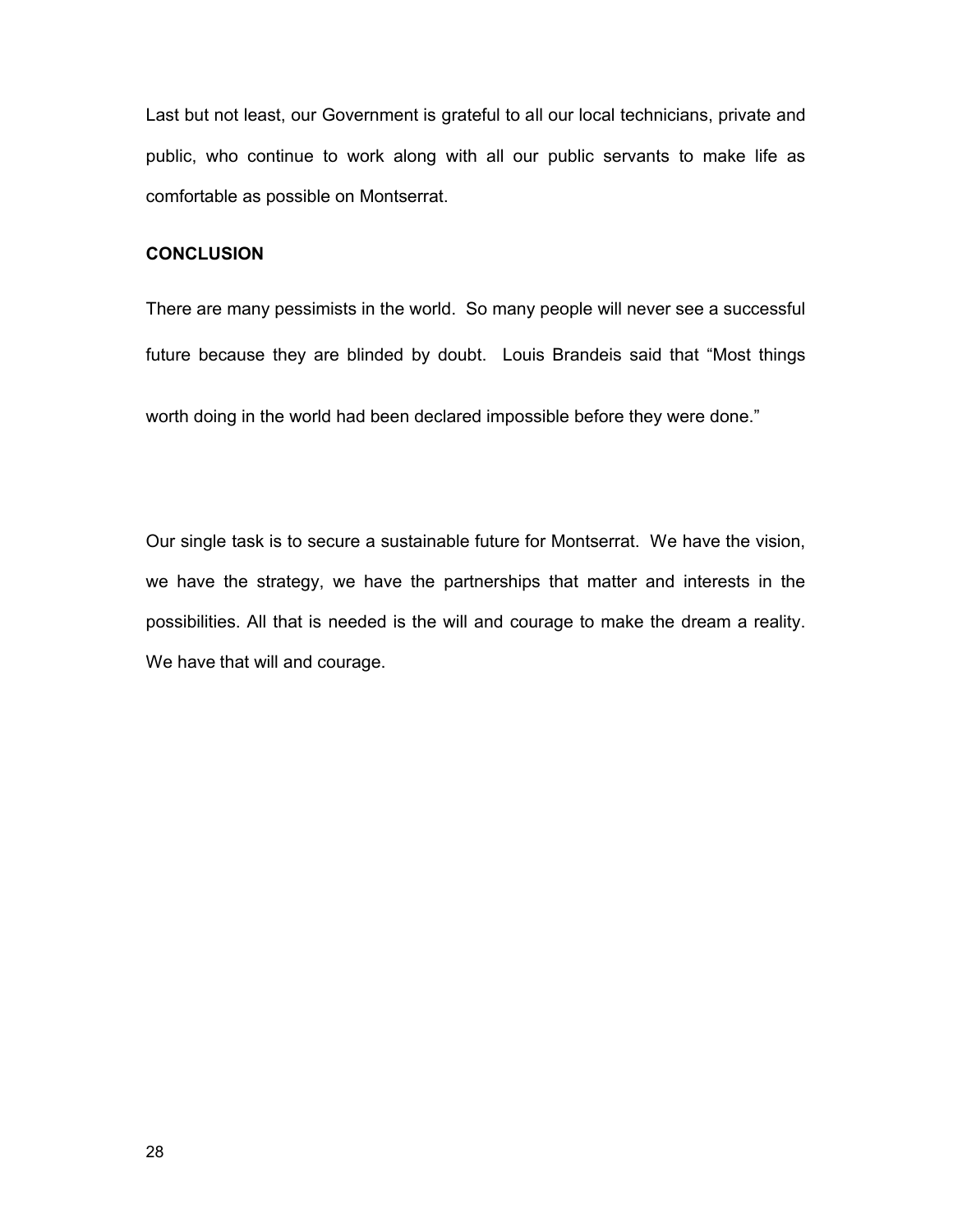Last but not least, our Government is grateful to all our local technicians, private and public, who continue to work along with all our public servants to make life as comfortable as possible on Montserrat.

## CONCLUSION

There are many pessimists in the world. So many people will never see a successful future because they are blinded by doubt. Louis Brandeis said that "Most things worth doing in the world had been declared impossible before they were done."

Our single task is to secure a sustainable future for Montserrat. We have the vision, we have the strategy, we have the partnerships that matter and interests in the possibilities. All that is needed is the will and courage to make the dream a reality. We have that will and courage.